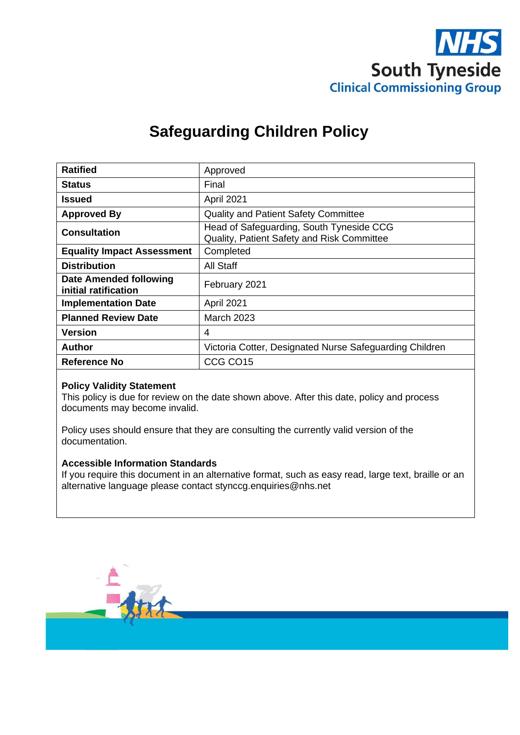NHS
South Tyneside
Clinical Commissioning Group

# Safeguarding Children Policy

| | |
|---|---|
| **Ratified** | Approved |
| **Status** | Final |
| **Issued** | April 2021 |
| **Approved By** | Quality and Patient Safety Committee |
| **Consultation** | Head of Safeguarding, South Tyneside CCG<br>Quality, Patient Safety and Risk Committee |
| **Equality Impact Assessment** | Completed |
| **Distribution** | All Staff |
| **Date Amended following initial ratification** | February 2021 |
| **Implementation Date** | April 2021 |
| **Planned Review Date** | March 2023 |
| **Version** | 4 |
| **Author** | Victoria Cotter, Designated Nurse Safeguarding Children |
| **Reference No** | CCG CO15 |

**Policy Validity Statement**
This policy is due for review on the date shown above. After this date, policy and process documents may become invalid.

Policy uses should ensure that they are consulting the currently valid version of the documentation.

**Accessible Information Standards**
If you require this document in an alternative format, such as easy read, large text, braille or an alternative language please contact stynccg.enquiries@nhs.net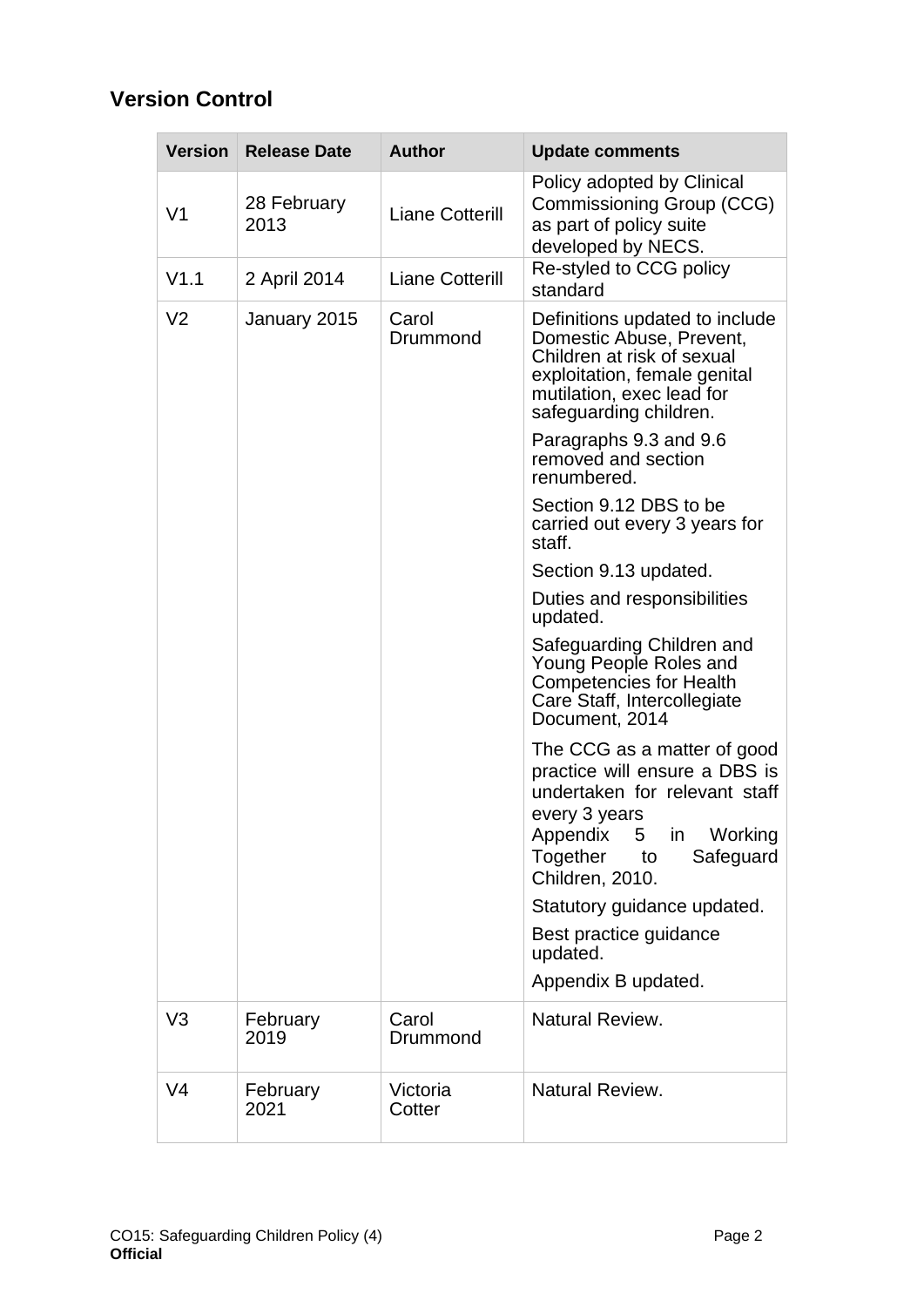## Version Control

| Version | Release Date | Author | Update comments |
|---|---|---|---|
| V1 | 28 February 2013 | Liane Cotterill | Policy adopted by Clinical Commissioning Group (CCG) as part of policy suite developed by NECS. |
| V1.1 | 2 April 2014 | Liane Cotterill | Re-styled to CCG policy standard |
| V2 | January 2015 | Carol Drummond | Definitions updated to include Domestic Abuse, Prevent, Children at risk of sexual exploitation, female genital mutilation, exec lead for safeguarding children.<br><br>Paragraphs 9.3 and 9.6 removed and section renumbered.<br><br>Section 9.12 DBS to be carried out every 3 years for staff.<br><br>Section 9.13 updated.<br><br>Duties and responsibilities updated.<br><br>Safeguarding Children and Young People Roles and Competencies for Health Care Staff, Intercollegiate Document, 2014<br><br>The CCG as a matter of good practice will ensure a DBS is undertaken for relevant staff every 3 years<br>Appendix 5 in Working Together to Safeguard Children, 2010.<br><br>Statutory guidance updated.<br><br>Best practice guidance updated.<br><br>Appendix B updated. |
| V3 | February 2019 | Carol Drummond | Natural Review. |
| V4 | February 2021 | Victoria Cotter | Natural Review. |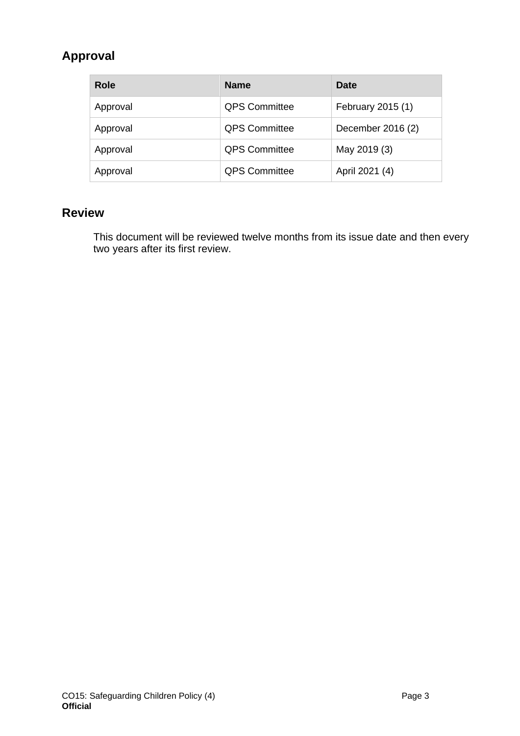## Approval

| Role | Name | Date |
|---|---|---|
| Approval | QPS Committee | February 2015 (1) |
| Approval | QPS Committee | December 2016 (2) |
| Approval | QPS Committee | May 2019 (3) |
| Approval | QPS Committee | April 2021 (4) |

## Review

This document will be reviewed twelve months from its issue date and then every two years after its first review.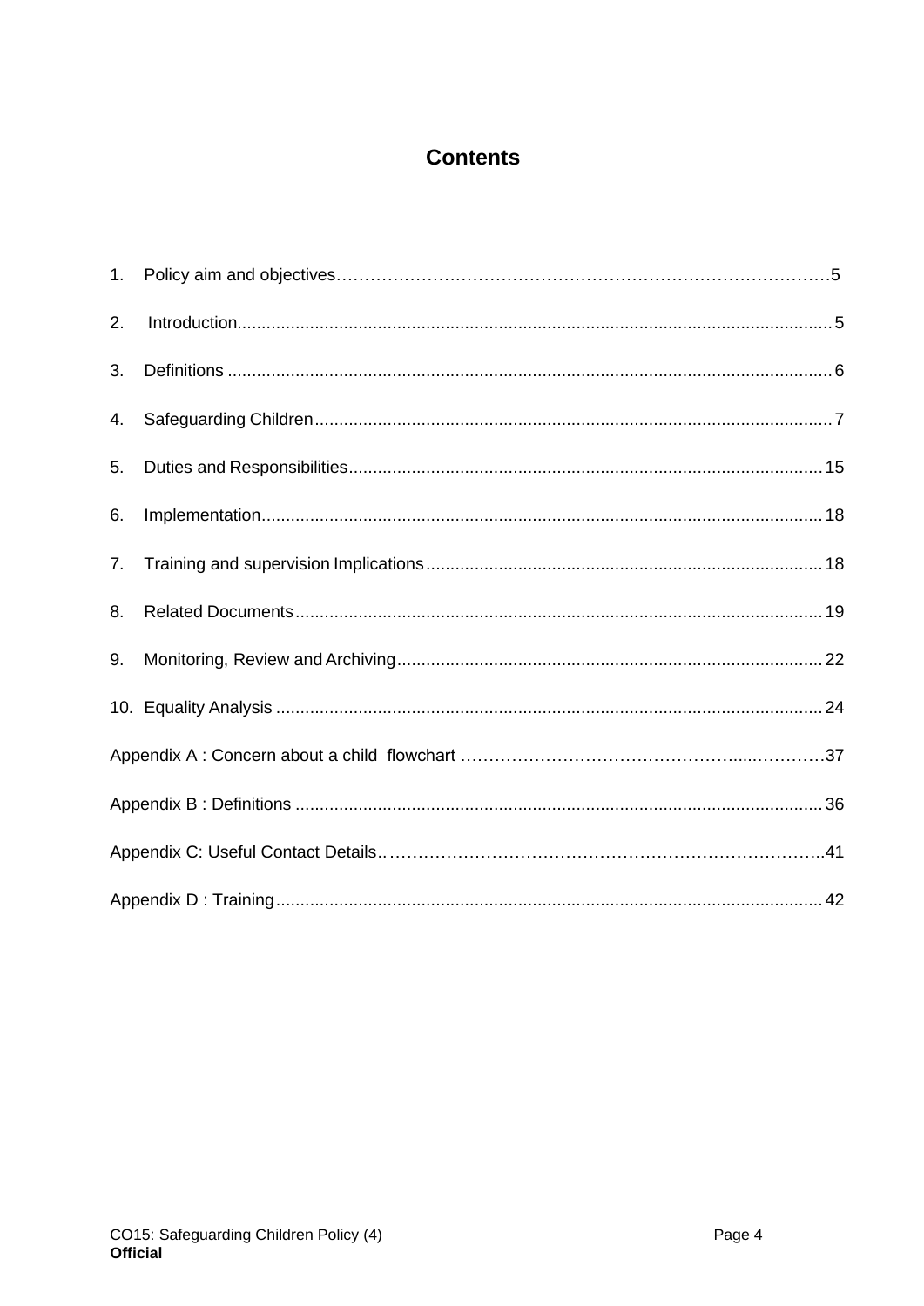# Contents

1. Policy aim and objectives……………………………………………………………………………5
2. Introduction......................................................................................................................5
3. Definitions ........................................................................................................................6
4. Safeguarding Children......................................................................................................7
5. Duties and Responsibilities.............................................................................................15
6. Implementation...............................................................................................................18
7. Training and supervision Implications.............................................................................18
8. Related Documents........................................................................................................19
9. Monitoring, Review and Archiving...................................................................................22
10. Equality Analysis ............................................................................................................24

Appendix A : Concern about a child flowchart …………………………………………....…………37

Appendix B : Definitions ........................................................................................................36

Appendix C: Useful Contact Details.………………………………………………………………..41

Appendix D : Training............................................................................................................42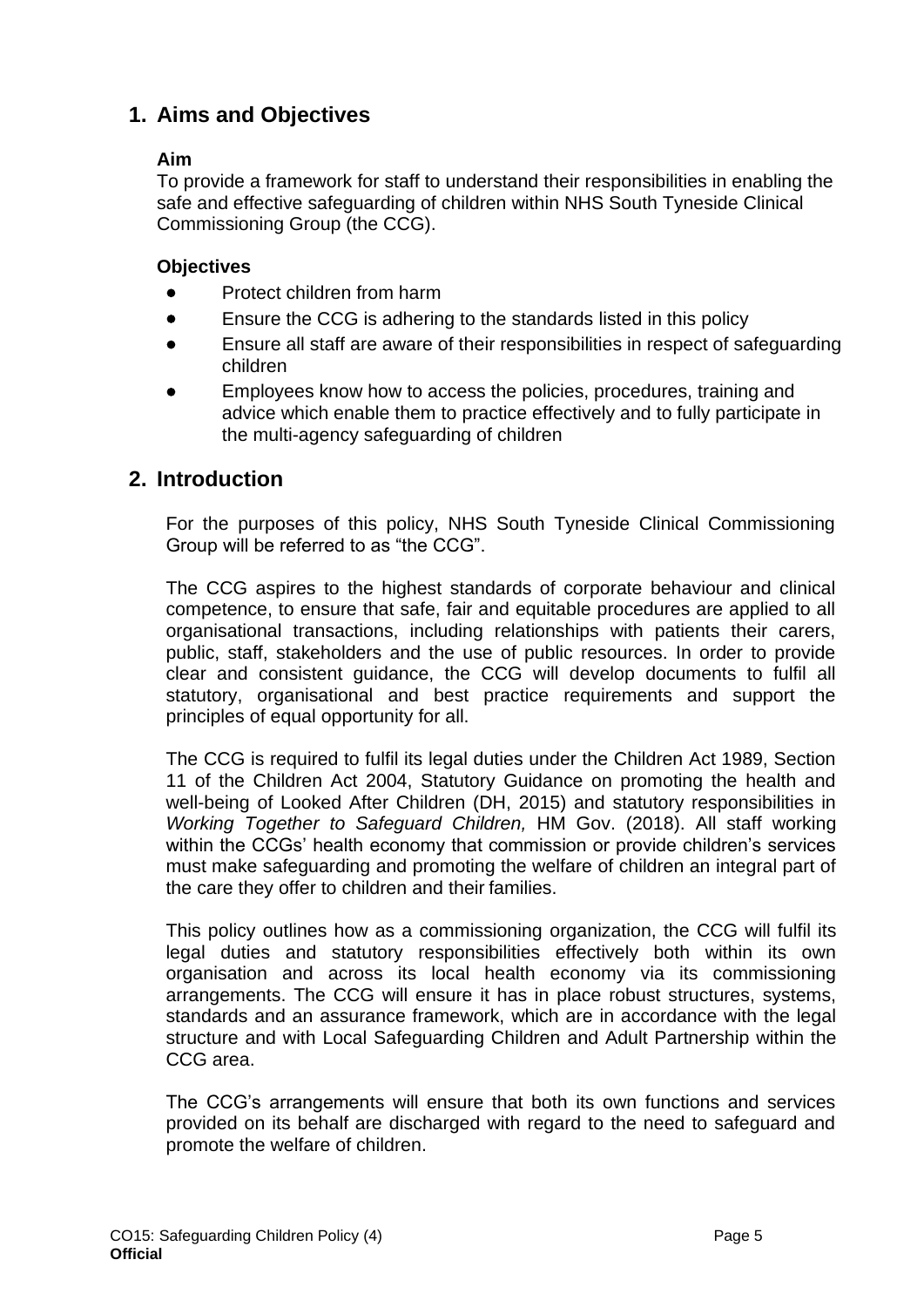## 1. Aims and Objectives

**Aim**

To provide a framework for staff to understand their responsibilities in enabling the safe and effective safeguarding of children within NHS South Tyneside Clinical Commissioning Group (the CCG).

**Objectives**

- Protect children from harm
- Ensure the CCG is adhering to the standards listed in this policy
- Ensure all staff are aware of their responsibilities in respect of safeguarding children
- Employees know how to access the policies, procedures, training and advice which enable them to practice effectively and to fully participate in the multi-agency safeguarding of children

## 2. Introduction

For the purposes of this policy, NHS South Tyneside Clinical Commissioning Group will be referred to as "the CCG".

The CCG aspires to the highest standards of corporate behaviour and clinical competence, to ensure that safe, fair and equitable procedures are applied to all organisational transactions, including relationships with patients their carers, public, staff, stakeholders and the use of public resources. In order to provide clear and consistent guidance, the CCG will develop documents to fulfil all statutory, organisational and best practice requirements and support the principles of equal opportunity for all.

The CCG is required to fulfil its legal duties under the Children Act 1989, Section 11 of the Children Act 2004, Statutory Guidance on promoting the health and well-being of Looked After Children (DH, 2015) and statutory responsibilities in *Working Together to Safeguard Children,* HM Gov. (2018). All staff working within the CCGs' health economy that commission or provide children's services must make safeguarding and promoting the welfare of children an integral part of the care they offer to children and their families.

This policy outlines how as a commissioning organization, the CCG will fulfil its legal duties and statutory responsibilities effectively both within its own organisation and across its local health economy via its commissioning arrangements. The CCG will ensure it has in place robust structures, systems, standards and an assurance framework, which are in accordance with the legal structure and with Local Safeguarding Children and Adult Partnership within the CCG area.

The CCG's arrangements will ensure that both its own functions and services provided on its behalf are discharged with regard to the need to safeguard and promote the welfare of children.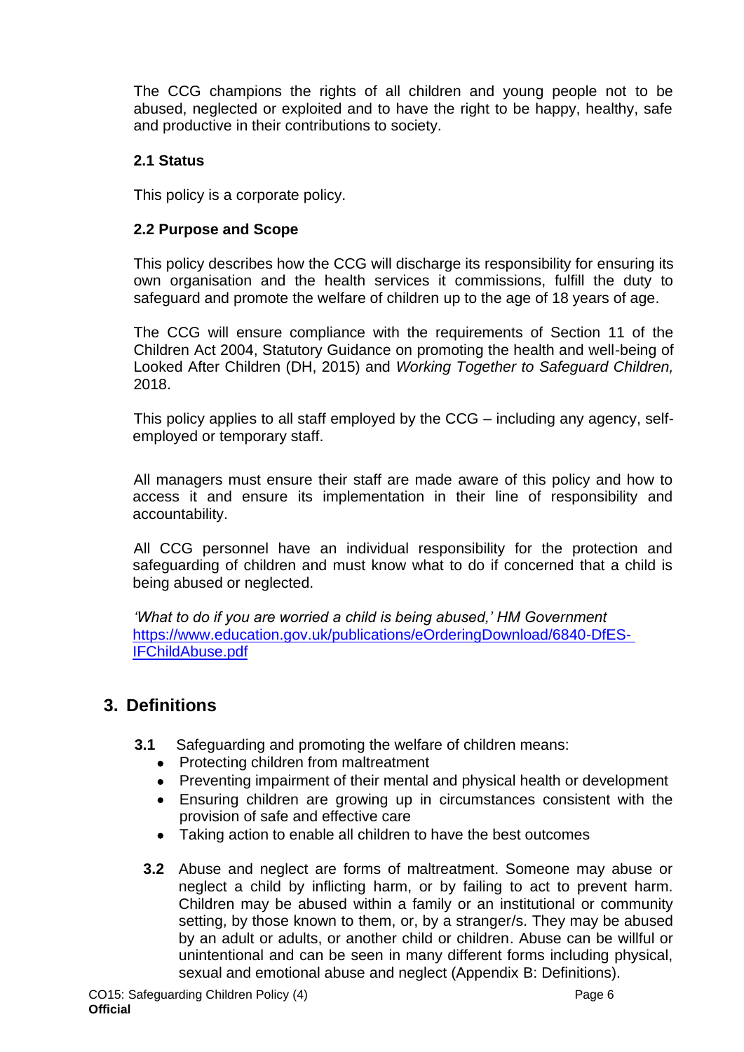The CCG champions the rights of all children and young people not to be abused, neglected or exploited and to have the right to be happy, healthy, safe and productive in their contributions to society.

### 2.1 Status

This policy is a corporate policy.

### 2.2 Purpose and Scope

This policy describes how the CCG will discharge its responsibility for ensuring its own organisation and the health services it commissions, fulfill the duty to safeguard and promote the welfare of children up to the age of 18 years of age.

The CCG will ensure compliance with the requirements of Section 11 of the Children Act 2004, Statutory Guidance on promoting the health and well-being of Looked After Children (DH, 2015) and *Working Together to Safeguard Children,* 2018.

This policy applies to all staff employed by the CCG – including any agency, self-employed or temporary staff.

All managers must ensure their staff are made aware of this policy and how to access it and ensure its implementation in their line of responsibility and accountability.

All CCG personnel have an individual responsibility for the protection and safeguarding of children and must know what to do if concerned that a child is being abused or neglected.

*'What to do if you are worried a child is being abused,' HM Government*
[https://www.education.gov.uk/publications/eOrderingDownload/6840-DfES-IFChildAbuse.pdf](https://www.education.gov.uk/publications/eOrderingDownload/6840-DfES-IFChildAbuse.pdf)

## 3. Definitions

**3.1** Safeguarding and promoting the welfare of children means:

- Protecting children from maltreatment
- Preventing impairment of their mental and physical health or development
- Ensuring children are growing up in circumstances consistent with the provision of safe and effective care
- Taking action to enable all children to have the best outcomes

**3.2** Abuse and neglect are forms of maltreatment. Someone may abuse or neglect a child by inflicting harm, or by failing to act to prevent harm. Children may be abused within a family or an institutional or community setting, by those known to them, or, by a stranger/s. They may be abused by an adult or adults, or another child or children. Abuse can be willful or unintentional and can be seen in many different forms including physical, sexual and emotional abuse and neglect (Appendix B: Definitions).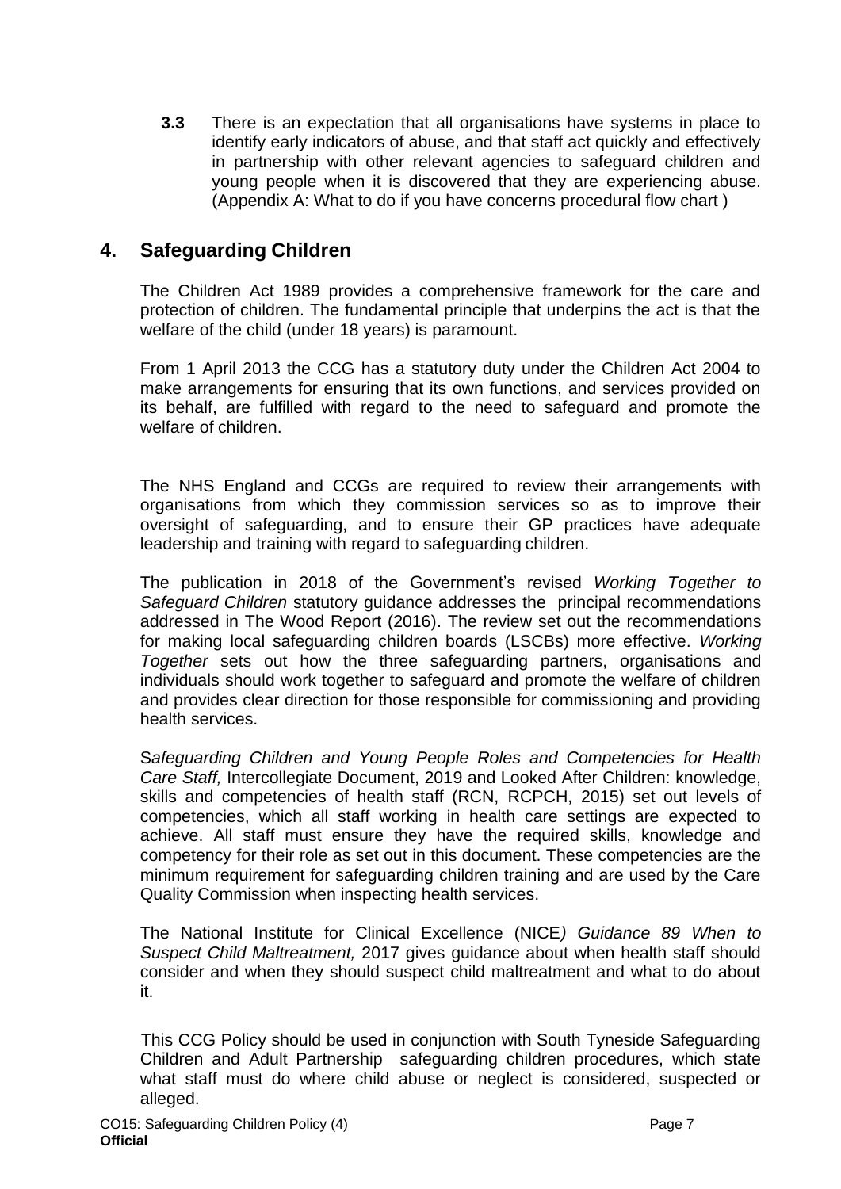**3.3** There is an expectation that all organisations have systems in place to identify early indicators of abuse, and that staff act quickly and effectively in partnership with other relevant agencies to safeguard children and young people when it is discovered that they are experiencing abuse. (Appendix A: What to do if you have concerns procedural flow chart )

## 4. Safeguarding Children

The Children Act 1989 provides a comprehensive framework for the care and protection of children. The fundamental principle that underpins the act is that the welfare of the child (under 18 years) is paramount.

From 1 April 2013 the CCG has a statutory duty under the Children Act 2004 to make arrangements for ensuring that its own functions, and services provided on its behalf, are fulfilled with regard to the need to safeguard and promote the welfare of children.

The NHS England and CCGs are required to review their arrangements with organisations from which they commission services so as to improve their oversight of safeguarding, and to ensure their GP practices have adequate leadership and training with regard to safeguarding children.

The publication in 2018 of the Government's revised *Working Together to Safeguard Children* statutory guidance addresses the principal recommendations addressed in The Wood Report (2016). The review set out the recommendations for making local safeguarding children boards (LSCBs) more effective. *Working Together* sets out how the three safeguarding partners, organisations and individuals should work together to safeguard and promote the welfare of children and provides clear direction for those responsible for commissioning and providing health services.

*Safeguarding Children and Young People Roles and Competencies for Health Care Staff,* Intercollegiate Document, 2019 and Looked After Children: knowledge, skills and competencies of health staff (RCN, RCPCH, 2015) set out levels of competencies, which all staff working in health care settings are expected to achieve. All staff must ensure they have the required skills, knowledge and competency for their role as set out in this document. These competencies are the minimum requirement for safeguarding children training and are used by the Care Quality Commission when inspecting health services.

The National Institute for Clinical Excellence (NICE*) Guidance 89 When to Suspect Child Maltreatment,* 2017 gives guidance about when health staff should consider and when they should suspect child maltreatment and what to do about it.

This CCG Policy should be used in conjunction with South Tyneside Safeguarding Children and Adult Partnership safeguarding children procedures, which state what staff must do where child abuse or neglect is considered, suspected or alleged.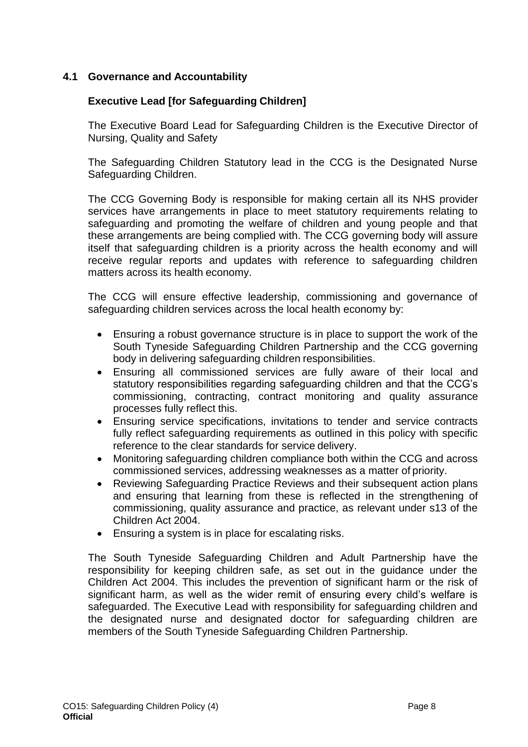## 4.1 Governance and Accountability

### Executive Lead [for Safeguarding Children]

The Executive Board Lead for Safeguarding Children is the Executive Director of Nursing, Quality and Safety

The Safeguarding Children Statutory lead in the CCG is the Designated Nurse Safeguarding Children.

The CCG Governing Body is responsible for making certain all its NHS provider services have arrangements in place to meet statutory requirements relating to safeguarding and promoting the welfare of children and young people and that these arrangements are being complied with. The CCG governing body will assure itself that safeguarding children is a priority across the health economy and will receive regular reports and updates with reference to safeguarding children matters across its health economy.

The CCG will ensure effective leadership, commissioning and governance of safeguarding children services across the local health economy by:

- Ensuring a robust governance structure is in place to support the work of the South Tyneside Safeguarding Children Partnership and the CCG governing body in delivering safeguarding children responsibilities.
- Ensuring all commissioned services are fully aware of their local and statutory responsibilities regarding safeguarding children and that the CCG's commissioning, contracting, contract monitoring and quality assurance processes fully reflect this.
- Ensuring service specifications, invitations to tender and service contracts fully reflect safeguarding requirements as outlined in this policy with specific reference to the clear standards for service delivery.
- Monitoring safeguarding children compliance both within the CCG and across commissioned services, addressing weaknesses as a matter of priority.
- Reviewing Safeguarding Practice Reviews and their subsequent action plans and ensuring that learning from these is reflected in the strengthening of commissioning, quality assurance and practice, as relevant under s13 of the Children Act 2004.
- Ensuring a system is in place for escalating risks.

The South Tyneside Safeguarding Children and Adult Partnership have the responsibility for keeping children safe, as set out in the guidance under the Children Act 2004. This includes the prevention of significant harm or the risk of significant harm, as well as the wider remit of ensuring every child's welfare is safeguarded. The Executive Lead with responsibility for safeguarding children and the designated nurse and designated doctor for safeguarding children are members of the South Tyneside Safeguarding Children Partnership.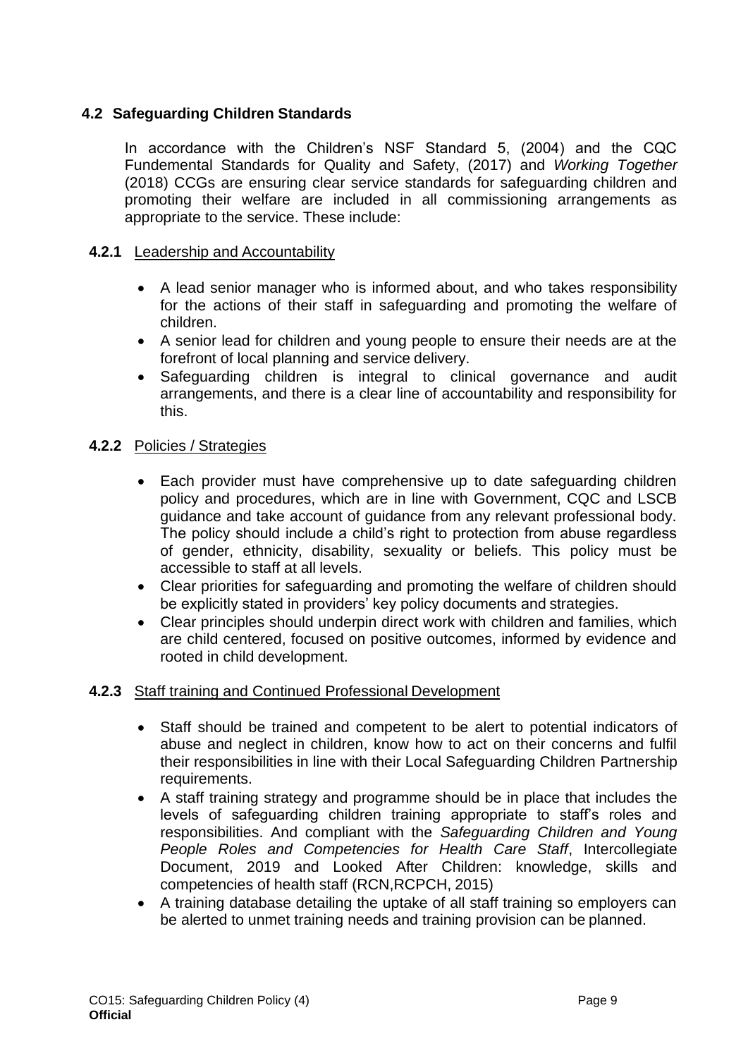### 4.2 Safeguarding Children Standards

In accordance with the Children's NSF Standard 5, (2004) and the CQC Fundemental Standards for Quality and Safety, (2017) and *Working Together* (2018) CCGs are ensuring clear service standards for safeguarding children and promoting their welfare are included in all commissioning arrangements as appropriate to the service. These include:

#### 4.2.1 Leadership and Accountability

- A lead senior manager who is informed about, and who takes responsibility for the actions of their staff in safeguarding and promoting the welfare of children.
- A senior lead for children and young people to ensure their needs are at the forefront of local planning and service delivery.
- Safeguarding children is integral to clinical governance and audit arrangements, and there is a clear line of accountability and responsibility for this.

#### 4.2.2 Policies / Strategies

- Each provider must have comprehensive up to date safeguarding children policy and procedures, which are in line with Government, CQC and LSCB guidance and take account of guidance from any relevant professional body. The policy should include a child's right to protection from abuse regardless of gender, ethnicity, disability, sexuality or beliefs. This policy must be accessible to staff at all levels.
- Clear priorities for safeguarding and promoting the welfare of children should be explicitly stated in providers' key policy documents and strategies.
- Clear principles should underpin direct work with children and families, which are child centered, focused on positive outcomes, informed by evidence and rooted in child development.

#### 4.2.3 Staff training and Continued Professional Development

- Staff should be trained and competent to be alert to potential indicators of abuse and neglect in children, know how to act on their concerns and fulfil their responsibilities in line with their Local Safeguarding Children Partnership requirements.
- A staff training strategy and programme should be in place that includes the levels of safeguarding children training appropriate to staff's roles and responsibilities. And compliant with the *Safeguarding Children and Young People Roles and Competencies for Health Care Staff*, Intercollegiate Document, 2019 and Looked After Children: knowledge, skills and competencies of health staff (RCN,RCPCH, 2015)
- A training database detailing the uptake of all staff training so employers can be alerted to unmet training needs and training provision can be planned.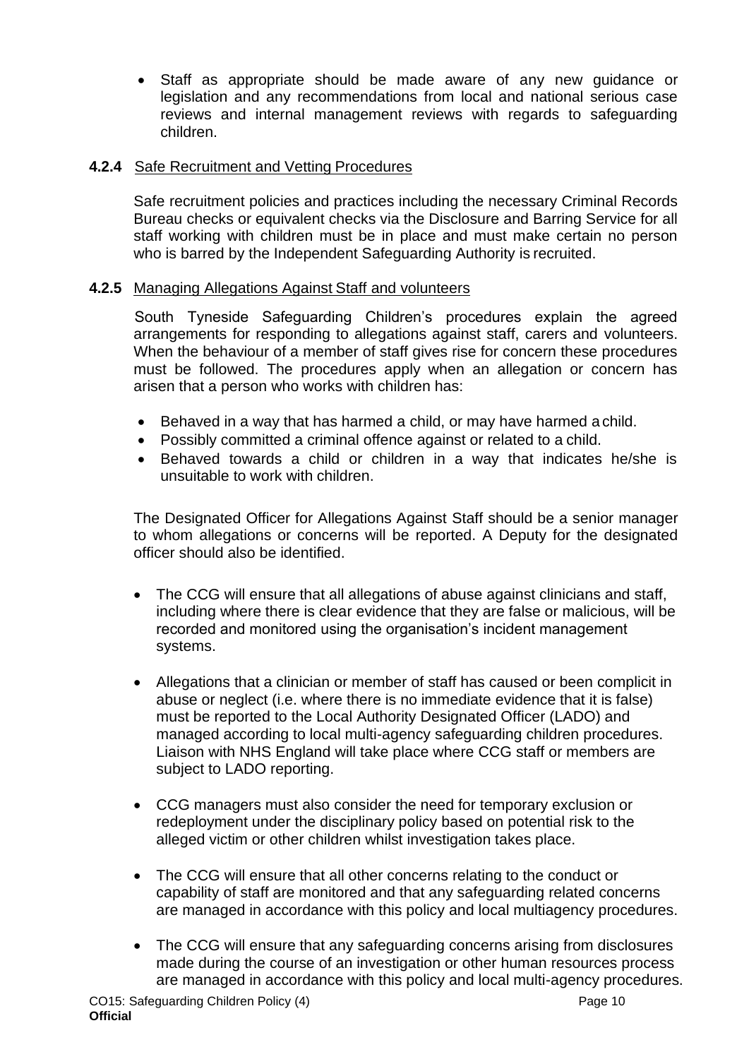- Staff as appropriate should be made aware of any new guidance or legislation and any recommendations from local and national serious case reviews and internal management reviews with regards to safeguarding children.

**4.2.4** Safe Recruitment and Vetting Procedures

Safe recruitment policies and practices including the necessary Criminal Records Bureau checks or equivalent checks via the Disclosure and Barring Service for all staff working with children must be in place and must make certain no person who is barred by the Independent Safeguarding Authority is recruited.

**4.2.5** Managing Allegations Against Staff and volunteers

South Tyneside Safeguarding Children's procedures explain the agreed arrangements for responding to allegations against staff, carers and volunteers. When the behaviour of a member of staff gives rise for concern these procedures must be followed. The procedures apply when an allegation or concern has arisen that a person who works with children has:

- Behaved in a way that has harmed a child, or may have harmed a child.
- Possibly committed a criminal offence against or related to a child.
- Behaved towards a child or children in a way that indicates he/she is unsuitable to work with children.

The Designated Officer for Allegations Against Staff should be a senior manager to whom allegations or concerns will be reported. A Deputy for the designated officer should also be identified.

- The CCG will ensure that all allegations of abuse against clinicians and staff, including where there is clear evidence that they are false or malicious, will be recorded and monitored using the organisation's incident management systems.

- Allegations that a clinician or member of staff has caused or been complicit in abuse or neglect (i.e. where there is no immediate evidence that it is false) must be reported to the Local Authority Designated Officer (LADO) and managed according to local multi-agency safeguarding children procedures. Liaison with NHS England will take place where CCG staff or members are subject to LADO reporting.

- CCG managers must also consider the need for temporary exclusion or redeployment under the disciplinary policy based on potential risk to the alleged victim or other children whilst investigation takes place.

- The CCG will ensure that all other concerns relating to the conduct or capability of staff are monitored and that any safeguarding related concerns are managed in accordance with this policy and local multiagency procedures.

- The CCG will ensure that any safeguarding concerns arising from disclosures made during the course of an investigation or other human resources process are managed in accordance with this policy and local multi-agency procedures.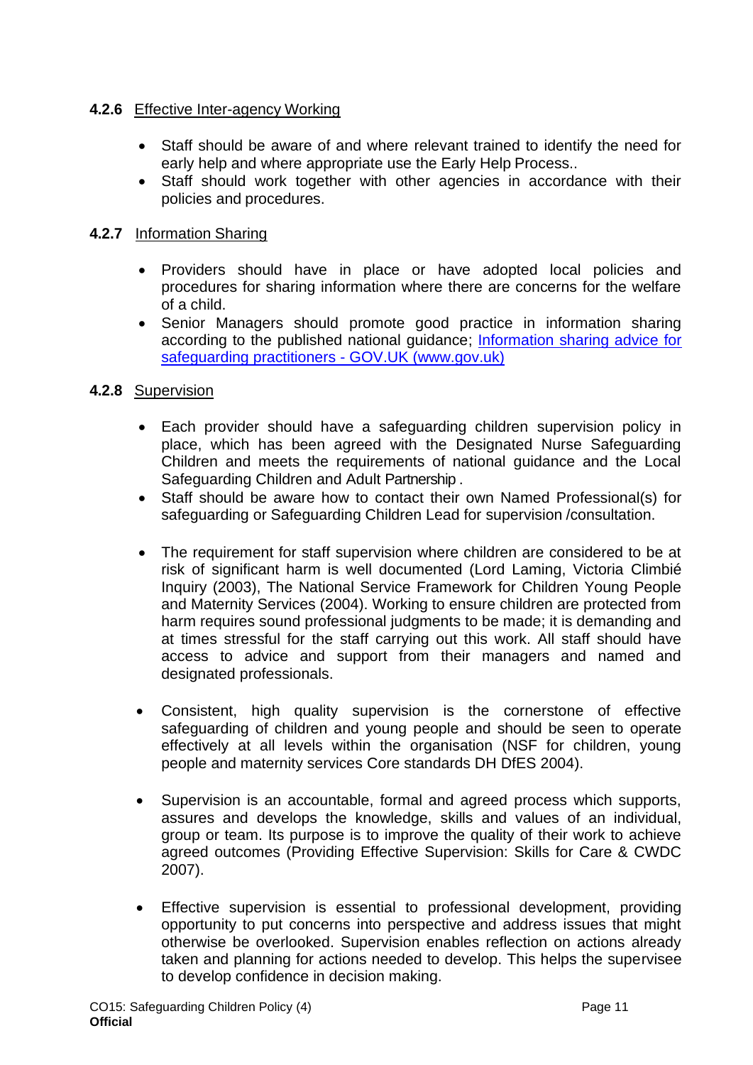#### 4.2.6 Effective Inter-agency Working

- Staff should be aware of and where relevant trained to identify the need for early help and where appropriate use the Early Help Process..
- Staff should work together with other agencies in accordance with their policies and procedures.

#### 4.2.7 Information Sharing

- Providers should have in place or have adopted local policies and procedures for sharing information where there are concerns for the welfare of a child.
- Senior Managers should promote good practice in information sharing according to the published national guidance; [Information sharing advice for safeguarding practitioners - GOV.UK (www.gov.uk)](https://www.gov.uk)

#### 4.2.8 Supervision

- Each provider should have a safeguarding children supervision policy in place, which has been agreed with the Designated Nurse Safeguarding Children and meets the requirements of national guidance and the Local Safeguarding Children and Adult Partnership .
- Staff should be aware how to contact their own Named Professional(s) for safeguarding or Safeguarding Children Lead for supervision /consultation.

- The requirement for staff supervision where children are considered to be at risk of significant harm is well documented (Lord Laming, Victoria Climbié Inquiry (2003), The National Service Framework for Children Young People and Maternity Services (2004). Working to ensure children are protected from harm requires sound professional judgments to be made; it is demanding and at times stressful for the staff carrying out this work. All staff should have access to advice and support from their managers and named and designated professionals.

- Consistent, high quality supervision is the cornerstone of effective safeguarding of children and young people and should be seen to operate effectively at all levels within the organisation (NSF for children, young people and maternity services Core standards DH DfES 2004).

- Supervision is an accountable, formal and agreed process which supports, assures and develops the knowledge, skills and values of an individual, group or team. Its purpose is to improve the quality of their work to achieve agreed outcomes (Providing Effective Supervision: Skills for Care & CWDC 2007).

- Effective supervision is essential to professional development, providing opportunity to put concerns into perspective and address issues that might otherwise be overlooked. Supervision enables reflection on actions already taken and planning for actions needed to develop. This helps the supervisee to develop confidence in decision making.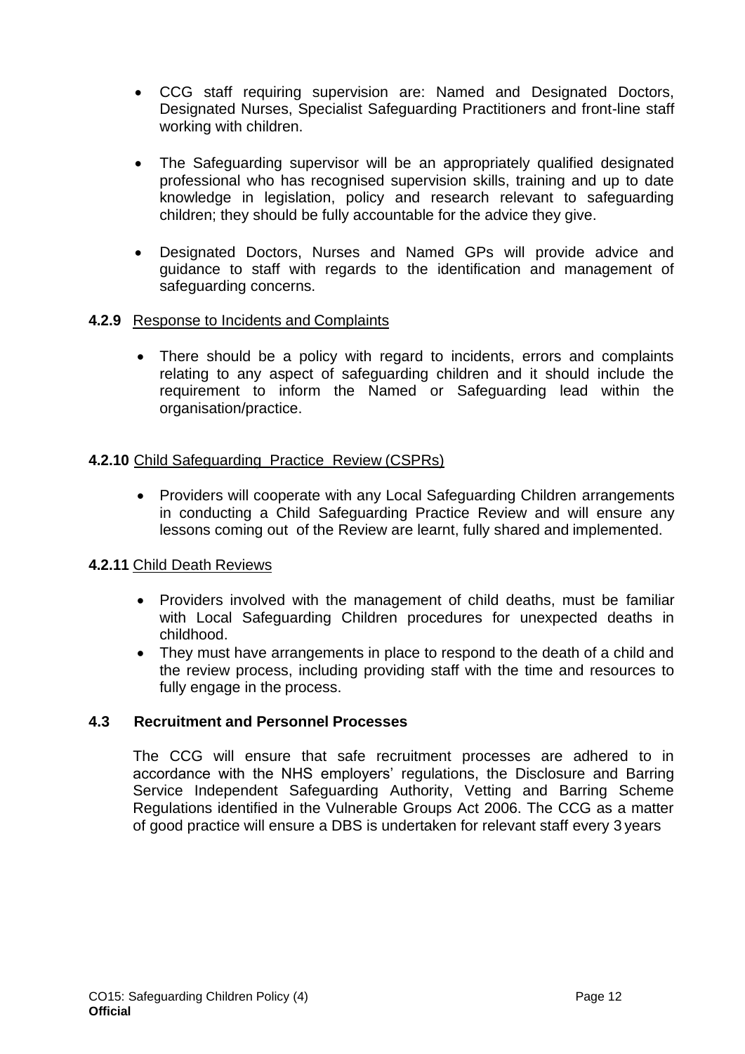- CCG staff requiring supervision are: Named and Designated Doctors, Designated Nurses, Specialist Safeguarding Practitioners and front-line staff working with children.

- The Safeguarding supervisor will be an appropriately qualified designated professional who has recognised supervision skills, training and up to date knowledge in legislation, policy and research relevant to safeguarding children; they should be fully accountable for the advice they give.

- Designated Doctors, Nurses and Named GPs will provide advice and guidance to staff with regards to the identification and management of safeguarding concerns.

**4.2.9** Response to Incidents and Complaints

- There should be a policy with regard to incidents, errors and complaints relating to any aspect of safeguarding children and it should include the requirement to inform the Named or Safeguarding lead within the organisation/practice.

**4.2.10** Child Safeguarding Practice Review (CSPRs)

- Providers will cooperate with any Local Safeguarding Children arrangements in conducting a Child Safeguarding Practice Review and will ensure any lessons coming out of the Review are learnt, fully shared and implemented.

**4.2.11** Child Death Reviews

- Providers involved with the management of child deaths, must be familiar with Local Safeguarding Children procedures for unexpected deaths in childhood.
- They must have arrangements in place to respond to the death of a child and the review process, including providing staff with the time and resources to fully engage in the process.

### 4.3 Recruitment and Personnel Processes

The CCG will ensure that safe recruitment processes are adhered to in accordance with the NHS employers' regulations, the Disclosure and Barring Service Independent Safeguarding Authority, Vetting and Barring Scheme Regulations identified in the Vulnerable Groups Act 2006. The CCG as a matter of good practice will ensure a DBS is undertaken for relevant staff every 3 years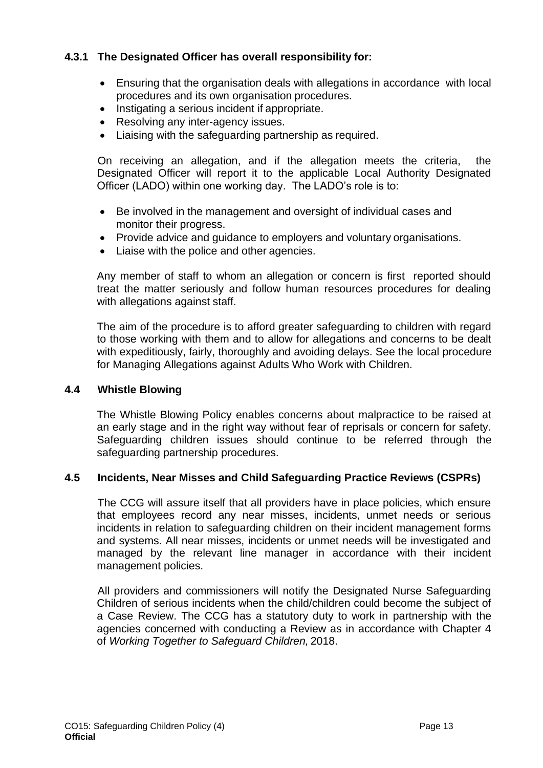#### 4.3.1 The Designated Officer has overall responsibility for:

- Ensuring that the organisation deals with allegations in accordance with local procedures and its own organisation procedures.
- Instigating a serious incident if appropriate.
- Resolving any inter-agency issues.
- Liaising with the safeguarding partnership as required.

On receiving an allegation, and if the allegation meets the criteria, the Designated Officer will report it to the applicable Local Authority Designated Officer (LADO) within one working day. The LADO's role is to:

- Be involved in the management and oversight of individual cases and monitor their progress.
- Provide advice and guidance to employers and voluntary organisations.
- Liaise with the police and other agencies.

Any member of staff to whom an allegation or concern is first reported should treat the matter seriously and follow human resources procedures for dealing with allegations against staff.

The aim of the procedure is to afford greater safeguarding to children with regard to those working with them and to allow for allegations and concerns to be dealt with expeditiously, fairly, thoroughly and avoiding delays. See the local procedure for Managing Allegations against Adults Who Work with Children.

### 4.4 Whistle Blowing

The Whistle Blowing Policy enables concerns about malpractice to be raised at an early stage and in the right way without fear of reprisals or concern for safety. Safeguarding children issues should continue to be referred through the safeguarding partnership procedures.

### 4.5 Incidents, Near Misses and Child Safeguarding Practice Reviews (CSPRs)

The CCG will assure itself that all providers have in place policies, which ensure that employees record any near misses, incidents, unmet needs or serious incidents in relation to safeguarding children on their incident management forms and systems. All near misses, incidents or unmet needs will be investigated and managed by the relevant line manager in accordance with their incident management policies.

All providers and commissioners will notify the Designated Nurse Safeguarding Children of serious incidents when the child/children could become the subject of a Case Review. The CCG has a statutory duty to work in partnership with the agencies concerned with conducting a Review as in accordance with Chapter 4 of *Working Together to Safeguard Children,* 2018.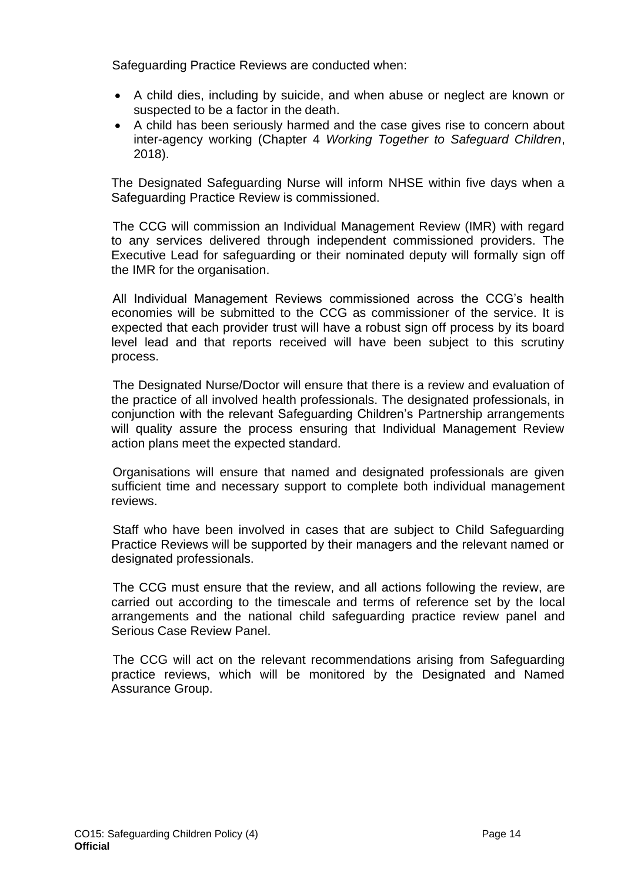Safeguarding Practice Reviews are conducted when:

- A child dies, including by suicide, and when abuse or neglect are known or suspected to be a factor in the death.
- A child has been seriously harmed and the case gives rise to concern about inter-agency working (Chapter 4 *Working Together to Safeguard Children*, 2018).

The Designated Safeguarding Nurse will inform NHSE within five days when a Safeguarding Practice Review is commissioned.

The CCG will commission an Individual Management Review (IMR) with regard to any services delivered through independent commissioned providers. The Executive Lead for safeguarding or their nominated deputy will formally sign off the IMR for the organisation.

All Individual Management Reviews commissioned across the CCG's health economies will be submitted to the CCG as commissioner of the service. It is expected that each provider trust will have a robust sign off process by its board level lead and that reports received will have been subject to this scrutiny process.

The Designated Nurse/Doctor will ensure that there is a review and evaluation of the practice of all involved health professionals. The designated professionals, in conjunction with the relevant Safeguarding Children's Partnership arrangements will quality assure the process ensuring that Individual Management Review action plans meet the expected standard.

Organisations will ensure that named and designated professionals are given sufficient time and necessary support to complete both individual management reviews.

Staff who have been involved in cases that are subject to Child Safeguarding Practice Reviews will be supported by their managers and the relevant named or designated professionals.

The CCG must ensure that the review, and all actions following the review, are carried out according to the timescale and terms of reference set by the local arrangements and the national child safeguarding practice review panel and Serious Case Review Panel.

The CCG will act on the relevant recommendations arising from Safeguarding practice reviews, which will be monitored by the Designated and Named Assurance Group.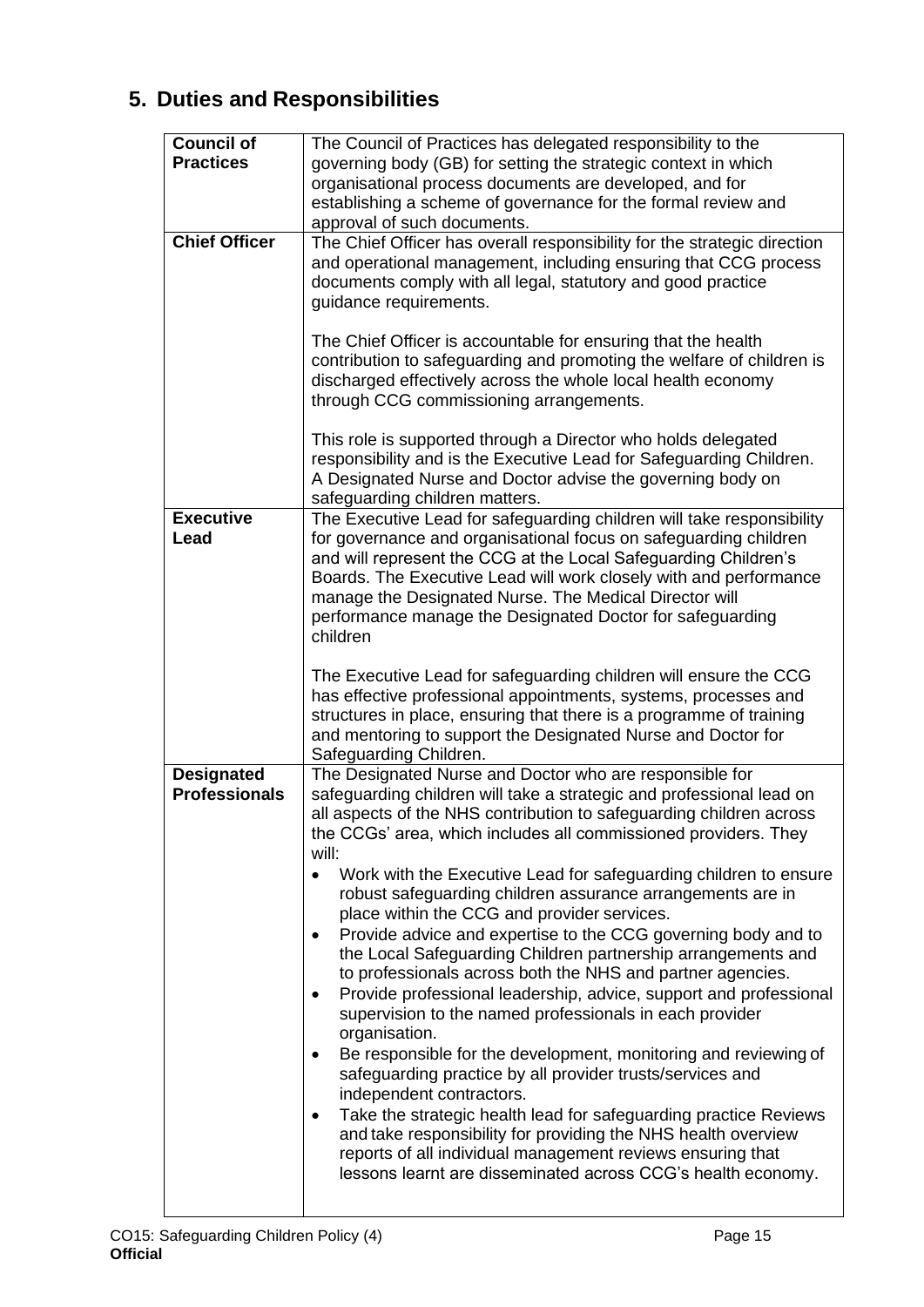## 5. Duties and Responsibilities

| | |
|---|---|
| **Council of Practices** | The Council of Practices has delegated responsibility to the governing body (GB) for setting the strategic context in which organisational process documents are developed, and for establishing a scheme of governance for the formal review and approval of such documents. |
| **Chief Officer** | The Chief Officer has overall responsibility for the strategic direction and operational management, including ensuring that CCG process documents comply with all legal, statutory and good practice guidance requirements.<br><br>The Chief Officer is accountable for ensuring that the health contribution to safeguarding and promoting the welfare of children is discharged effectively across the whole local health economy through CCG commissioning arrangements.<br><br>This role is supported through a Director who holds delegated responsibility and is the Executive Lead for Safeguarding Children. A Designated Nurse and Doctor advise the governing body on safeguarding children matters. |
| **Executive Lead** | The Executive Lead for safeguarding children will take responsibility for governance and organisational focus on safeguarding children and will represent the CCG at the Local Safeguarding Children's Boards. The Executive Lead will work closely with and performance manage the Designated Nurse. The Medical Director will performance manage the Designated Doctor for safeguarding children<br><br>The Executive Lead for safeguarding children will ensure the CCG has effective professional appointments, systems, processes and structures in place, ensuring that there is a programme of training and mentoring to support the Designated Nurse and Doctor for Safeguarding Children. |
| **Designated Professionals** | The Designated Nurse and Doctor who are responsible for safeguarding children will take a strategic and professional lead on all aspects of the NHS contribution to safeguarding children across the CCGs' area, which includes all commissioned providers. They will:<br>• Work with the Executive Lead for safeguarding children to ensure robust safeguarding children assurance arrangements are in place within the CCG and provider services.<br>• Provide advice and expertise to the CCG governing body and to the Local Safeguarding Children partnership arrangements and to professionals across both the NHS and partner agencies.<br>• Provide professional leadership, advice, support and professional supervision to the named professionals in each provider organisation.<br>• Be responsible for the development, monitoring and reviewing of safeguarding practice by all provider trusts/services and independent contractors.<br>• Take the strategic health lead for safeguarding practice Reviews and take responsibility for providing the NHS health overview reports of all individual management reviews ensuring that lessons learnt are disseminated across CCG's health economy. |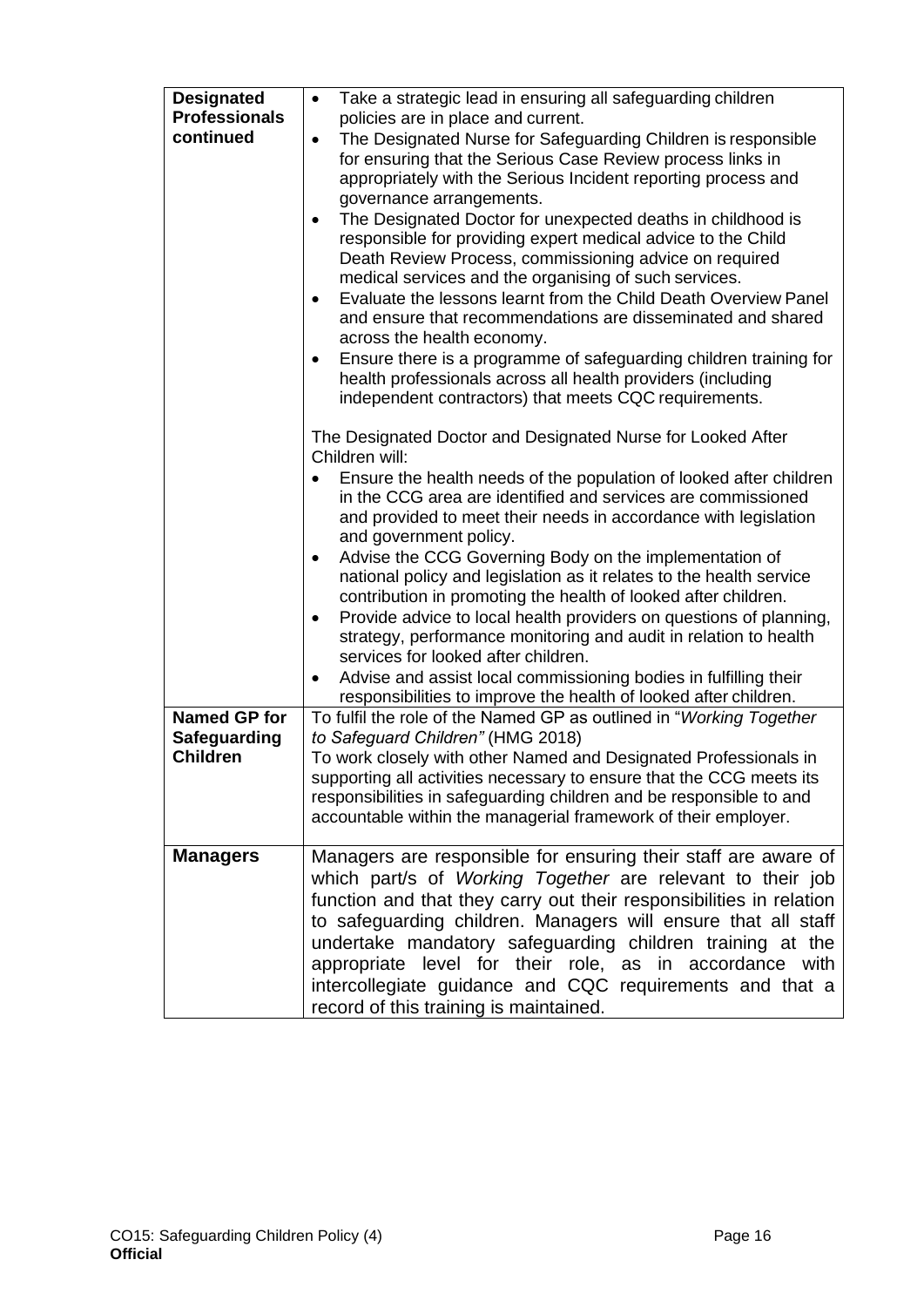| | |
|---|---|
| **Designated Professionals continued** | • Take a strategic lead in ensuring all safeguarding children policies are in place and current.<br>• The Designated Nurse for Safeguarding Children is responsible for ensuring that the Serious Case Review process links in appropriately with the Serious Incident reporting process and governance arrangements.<br>• The Designated Doctor for unexpected deaths in childhood is responsible for providing expert medical advice to the Child Death Review Process, commissioning advice on required medical services and the organising of such services.<br>• Evaluate the lessons learnt from the Child Death Overview Panel and ensure that recommendations are disseminated and shared across the health economy.<br>• Ensure there is a programme of safeguarding children training for health professionals across all health providers (including independent contractors) that meets CQC requirements.<br><br>The Designated Doctor and Designated Nurse for Looked After Children will:<br>• Ensure the health needs of the population of looked after children in the CCG area are identified and services are commissioned and provided to meet their needs in accordance with legislation and government policy.<br>• Advise the CCG Governing Body on the implementation of national policy and legislation as it relates to the health service contribution in promoting the health of looked after children.<br>• Provide advice to local health providers on questions of planning, strategy, performance monitoring and audit in relation to health services for looked after children.<br>• Advise and assist local commissioning bodies in fulfilling their responsibilities to improve the health of looked after children. |
| **Named GP for Safeguarding Children** | To fulfil the role of the Named GP as outlined in "*Working Together to Safeguard Children"* (HMG 2018)<br>To work closely with other Named and Designated Professionals in supporting all activities necessary to ensure that the CCG meets its responsibilities in safeguarding children and be responsible to and accountable within the managerial framework of their employer. |
| **Managers** | Managers are responsible for ensuring their staff are aware of which part/s of *Working Together* are relevant to their job function and that they carry out their responsibilities in relation to safeguarding children. Managers will ensure that all staff undertake mandatory safeguarding children training at the appropriate level for their role, as in accordance with intercollegiate guidance and CQC requirements and that a record of this training is maintained. |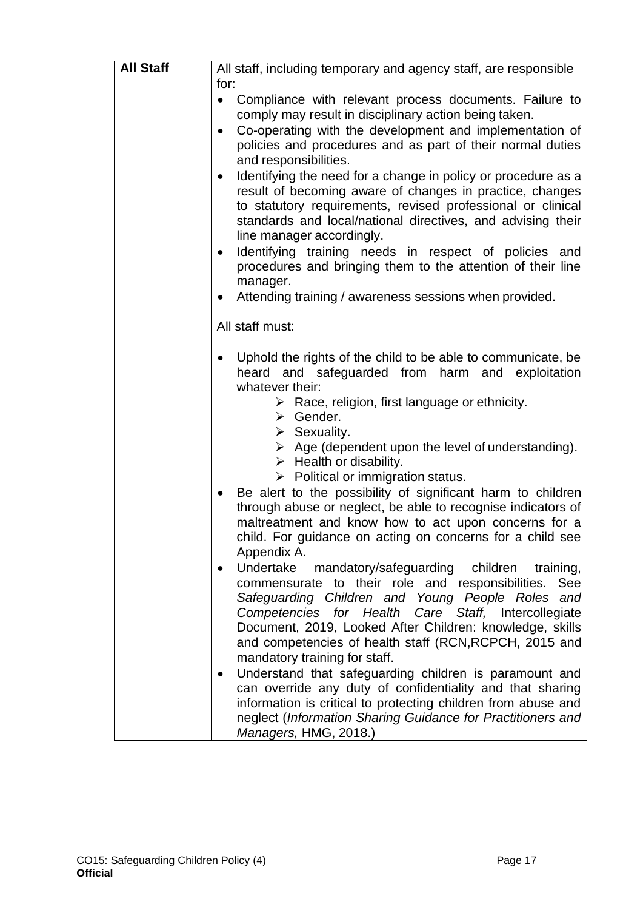| **All Staff** | All staff, including temporary and agency staff, are responsible for:<br>• Compliance with relevant process documents. Failure to comply may result in disciplinary action being taken.<br>• Co-operating with the development and implementation of policies and procedures and as part of their normal duties and responsibilities.<br>• Identifying the need for a change in policy or procedure as a result of becoming aware of changes in practice, changes to statutory requirements, revised professional or clinical standards and local/national directives, and advising their line manager accordingly.<br>• Identifying training needs in respect of policies and procedures and bringing them to the attention of their line manager.<br>• Attending training / awareness sessions when provided.<br><br>All staff must:<br><br>• Uphold the rights of the child to be able to communicate, be heard and safeguarded from harm and exploitation whatever their:<br>&nbsp;&nbsp;&nbsp;&nbsp;➢ Race, religion, first language or ethnicity.<br>&nbsp;&nbsp;&nbsp;&nbsp;➢ Gender.<br>&nbsp;&nbsp;&nbsp;&nbsp;➢ Sexuality.<br>&nbsp;&nbsp;&nbsp;&nbsp;➢ Age (dependent upon the level of understanding).<br>&nbsp;&nbsp;&nbsp;&nbsp;➢ Health or disability.<br>&nbsp;&nbsp;&nbsp;&nbsp;➢ Political or immigration status.<br>• Be alert to the possibility of significant harm to children through abuse or neglect, be able to recognise indicators of maltreatment and know how to act upon concerns for a child. For guidance on acting on concerns for a child see Appendix A.<br>• Undertake mandatory/safeguarding children training, commensurate to their role and responsibilities. See *Safeguarding Children and Young People Roles and Competencies for Health Care Staff,* Intercollegiate Document, 2019, Looked After Children: knowledge, skills and competencies of health staff (RCN,RCPCH, 2015 and mandatory training for staff.<br>• Understand that safeguarding children is paramount and can override any duty of confidentiality and that sharing information is critical to protecting children from abuse and neglect (*Information Sharing Guidance for Practitioners and Managers,* HMG, 2018.) |
|---|---|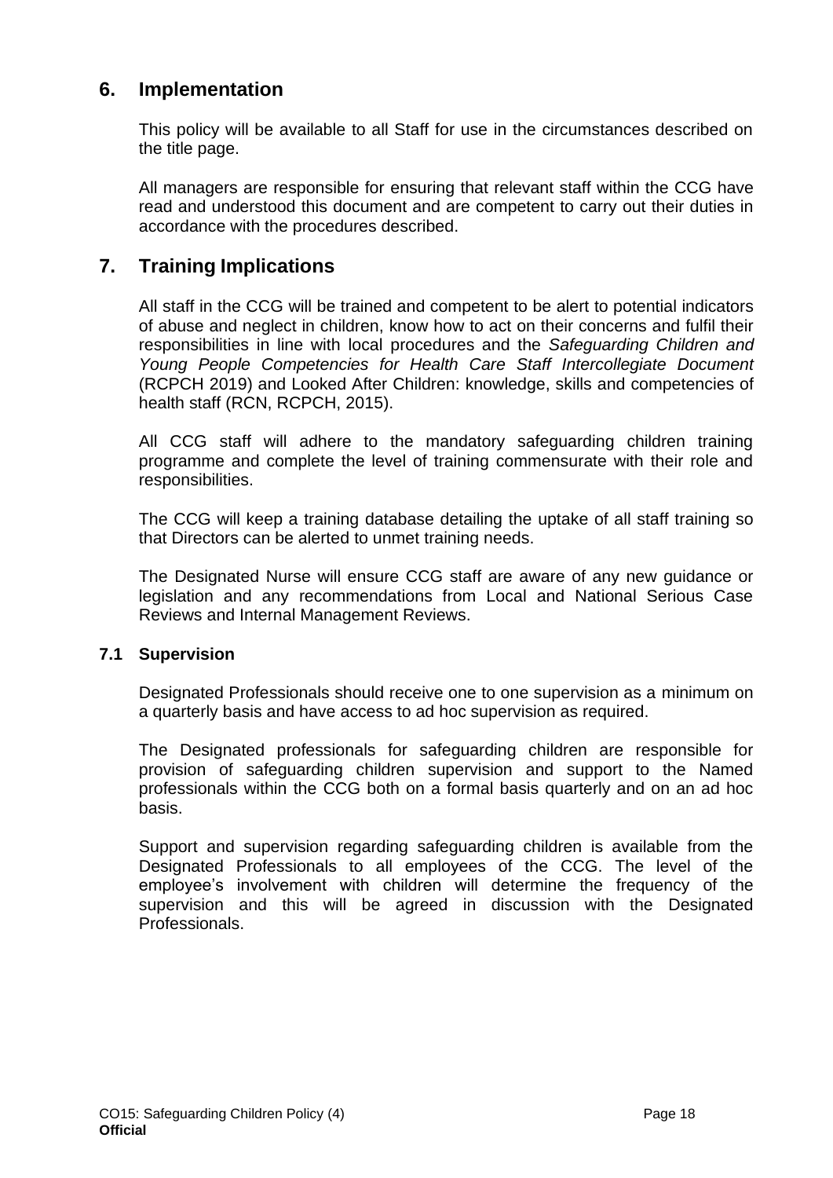## 6. Implementation

This policy will be available to all Staff for use in the circumstances described on the title page.

All managers are responsible for ensuring that relevant staff within the CCG have read and understood this document and are competent to carry out their duties in accordance with the procedures described.

## 7. Training Implications

All staff in the CCG will be trained and competent to be alert to potential indicators of abuse and neglect in children, know how to act on their concerns and fulfil their responsibilities in line with local procedures and the *Safeguarding Children and Young People Competencies for Health Care Staff Intercollegiate Document* (RCPCH 2019) and Looked After Children: knowledge, skills and competencies of health staff (RCN, RCPCH, 2015).

All CCG staff will adhere to the mandatory safeguarding children training programme and complete the level of training commensurate with their role and responsibilities.

The CCG will keep a training database detailing the uptake of all staff training so that Directors can be alerted to unmet training needs.

The Designated Nurse will ensure CCG staff are aware of any new guidance or legislation and any recommendations from Local and National Serious Case Reviews and Internal Management Reviews.

### 7.1 Supervision

Designated Professionals should receive one to one supervision as a minimum on a quarterly basis and have access to ad hoc supervision as required.

The Designated professionals for safeguarding children are responsible for provision of safeguarding children supervision and support to the Named professionals within the CCG both on a formal basis quarterly and on an ad hoc basis.

Support and supervision regarding safeguarding children is available from the Designated Professionals to all employees of the CCG. The level of the employee's involvement with children will determine the frequency of the supervision and this will be agreed in discussion with the Designated Professionals.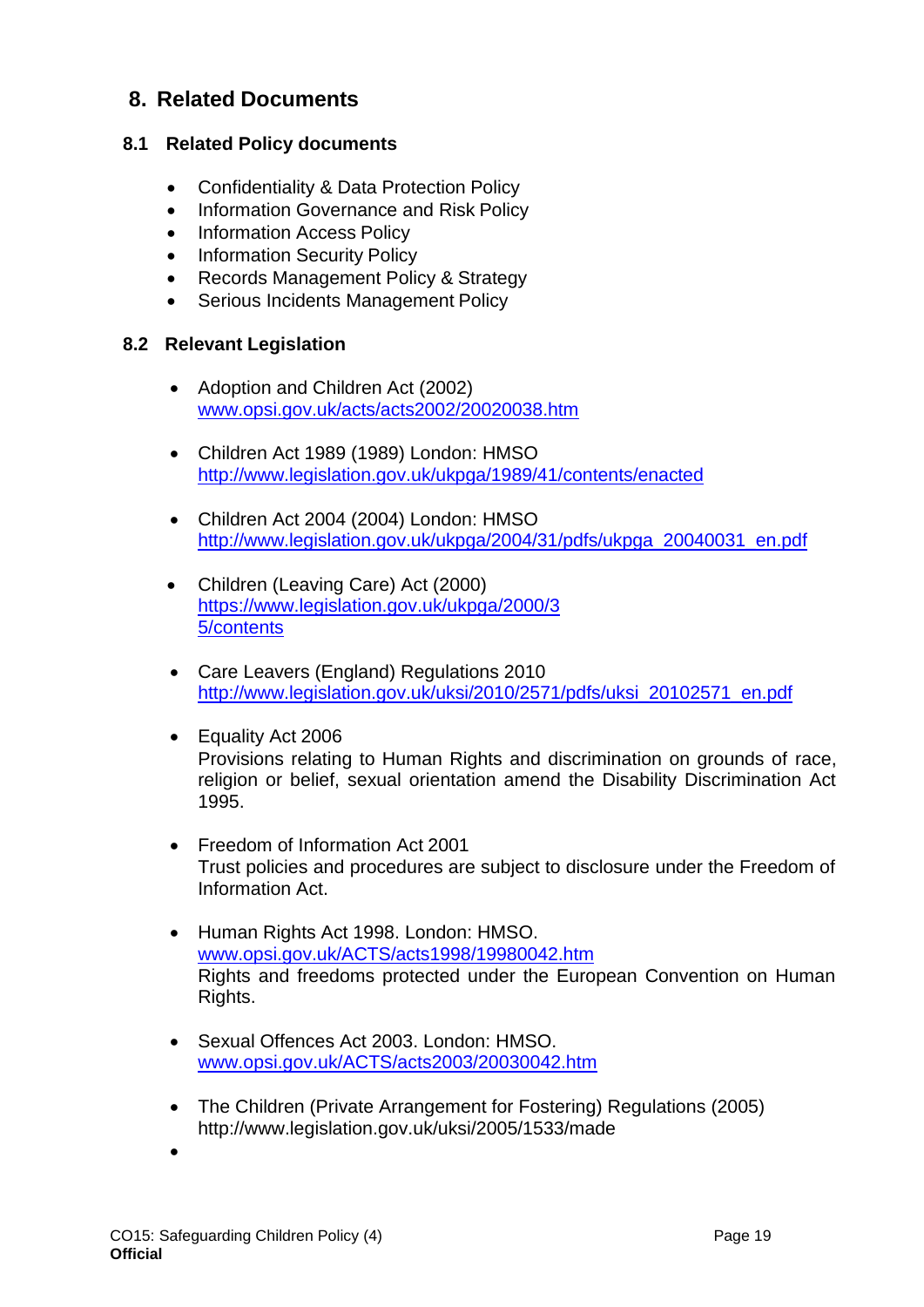## 8. Related Documents

### 8.1 Related Policy documents

- Confidentiality & Data Protection Policy
- Information Governance and Risk Policy
- Information Access Policy
- Information Security Policy
- Records Management Policy & Strategy
- Serious Incidents Management Policy

### 8.2 Relevant Legislation

- Adoption and Children Act (2002)
  www.opsi.gov.uk/acts/acts2002/20020038.htm

- Children Act 1989 (1989) London: HMSO
  http://www.legislation.gov.uk/ukpga/1989/41/contents/enacted

- Children Act 2004 (2004) London: HMSO
  http://www.legislation.gov.uk/ukpga/2004/31/pdfs/ukpga_20040031_en.pdf

- Children (Leaving Care) Act (2000)
  https://www.legislation.gov.uk/ukpga/2000/35/contents

- Care Leavers (England) Regulations 2010
  http://www.legislation.gov.uk/uksi/2010/2571/pdfs/uksi_20102571_en.pdf

- Equality Act 2006
  Provisions relating to Human Rights and discrimination on grounds of race, religion or belief, sexual orientation amend the Disability Discrimination Act 1995.

- Freedom of Information Act 2001
  Trust policies and procedures are subject to disclosure under the Freedom of Information Act.

- Human Rights Act 1998. London: HMSO.
  www.opsi.gov.uk/ACTS/acts1998/19980042.htm
  Rights and freedoms protected under the European Convention on Human Rights.

- Sexual Offences Act 2003. London: HMSO.
  www.opsi.gov.uk/ACTS/acts2003/20030042.htm

- The Children (Private Arrangement for Fostering) Regulations (2005)
  http://www.legislation.gov.uk/uksi/2005/1533/made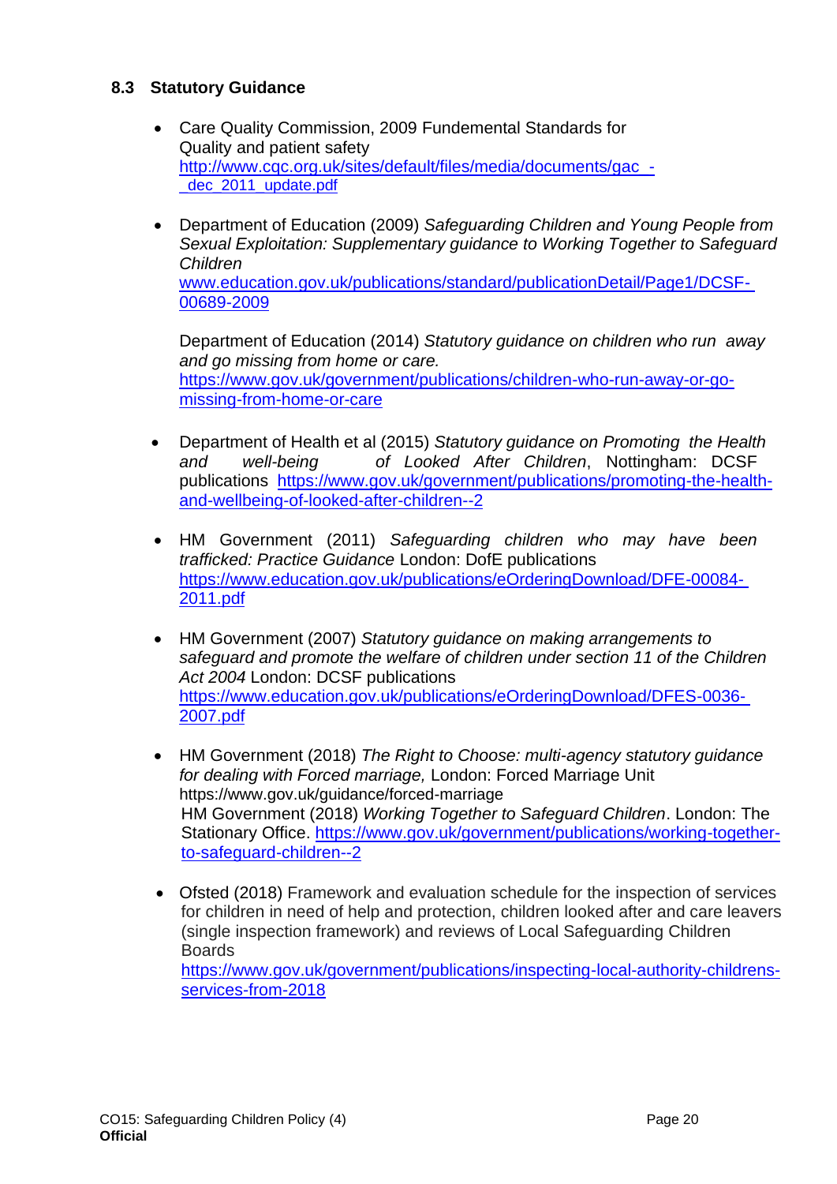### 8.3 Statutory Guidance

- Care Quality Commission, 2009 Fundemental Standards for Quality and patient safety http://www.cqc.org.uk/sites/default/files/media/documents/gac_-_dec_2011_update.pdf

- Department of Education (2009) *Safeguarding Children and Young People from Sexual Exploitation: Supplementary guidance to Working Together to Safeguard Children* www.education.gov.uk/publications/standard/publicationDetail/Page1/DCSF-00689-2009

  Department of Education (2014) *Statutory guidance on children who run away and go missing from home or care.* https://www.gov.uk/government/publications/children-who-run-away-or-go-missing-from-home-or-care

- Department of Health et al (2015) *Statutory guidance on Promoting the Health and well-being of Looked After Children*, Nottingham: DCSF publications https://www.gov.uk/government/publications/promoting-the-health-and-wellbeing-of-looked-after-children--2

- HM Government (2011) *Safeguarding children who may have been trafficked: Practice Guidance* London: DofE publications https://www.education.gov.uk/publications/eOrderingDownload/DFE-00084-2011.pdf

- HM Government (2007) *Statutory guidance on making arrangements to safeguard and promote the welfare of children under section 11 of the Children Act 2004* London: DCSF publications https://www.education.gov.uk/publications/eOrderingDownload/DFES-0036-2007.pdf

- HM Government (2018) *The Right to Choose: multi-agency statutory guidance for dealing with Forced marriage,* London: Forced Marriage Unit https://www.gov.uk/guidance/forced-marriage
  HM Government (2018) *Working Together to Safeguard Children*. London: The Stationary Office. https://www.gov.uk/government/publications/working-together-to-safeguard-children--2

- Ofsted (2018) Framework and evaluation schedule for the inspection of services for children in need of help and protection, children looked after and care leavers (single inspection framework) and reviews of Local Safeguarding Children Boards https://www.gov.uk/government/publications/inspecting-local-authority-childrens-services-from-2018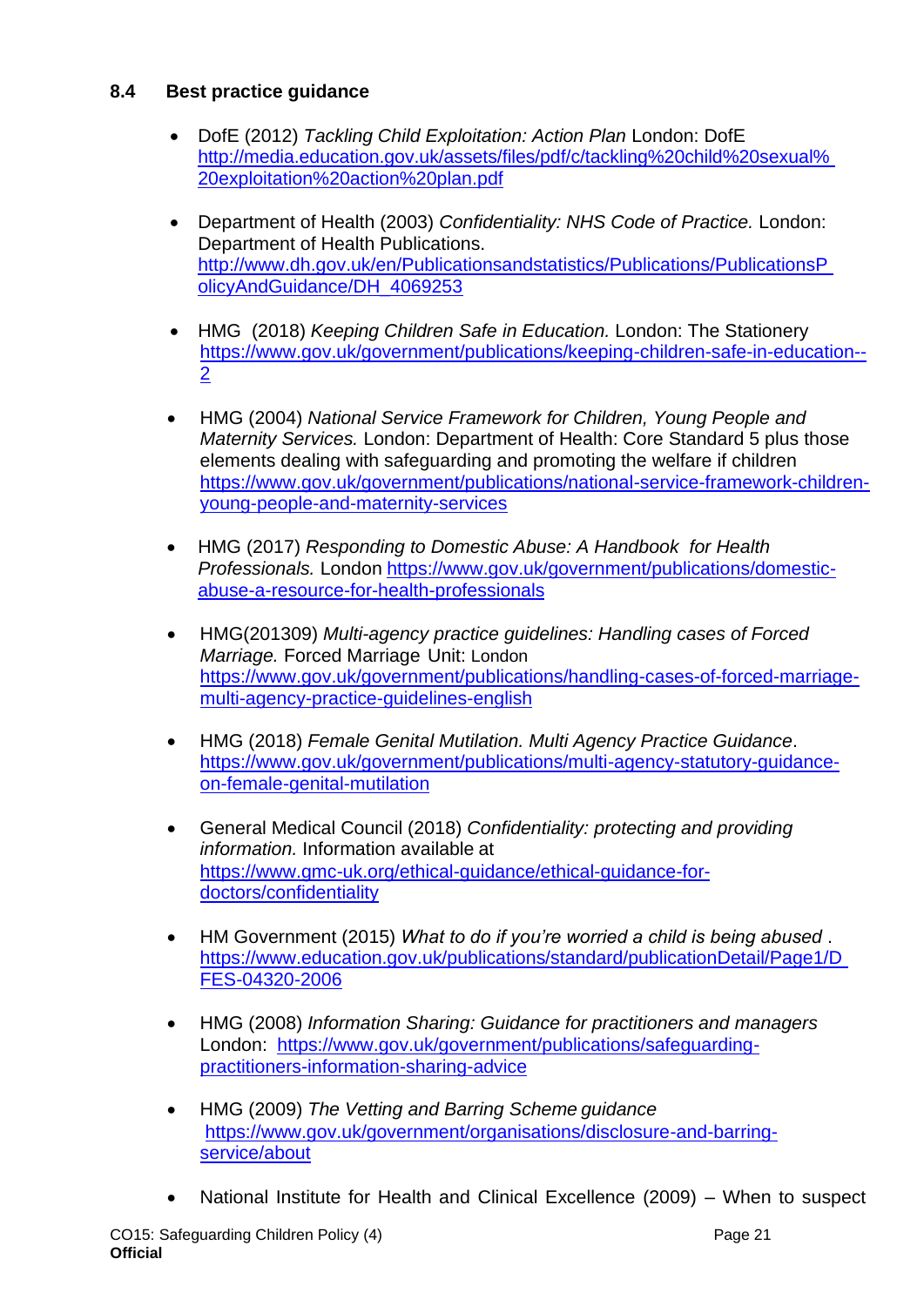### 8.4 Best practice guidance

- DofE (2012) *Tackling Child Exploitation: Action Plan* London: DofE http://media.education.gov.uk/assets/files/pdf/c/tackling%20child%20sexual%20exploitation%20action%20plan.pdf

- Department of Health (2003) *Confidentiality: NHS Code of Practice.* London: Department of Health Publications. http://www.dh.gov.uk/en/Publicationsandstatistics/Publications/PublicationsPolicyAndGuidance/DH_4069253

- HMG (2018) *Keeping Children Safe in Education.* London: The Stationery https://www.gov.uk/government/publications/keeping-children-safe-in-education--2

- HMG (2004) *National Service Framework for Children, Young People and Maternity Services.* London: Department of Health: Core Standard 5 plus those elements dealing with safeguarding and promoting the welfare if children https://www.gov.uk/government/publications/national-service-framework-children-young-people-and-maternity-services

- HMG (2017) *Responding to Domestic Abuse: A Handbook for Health Professionals.* London https://www.gov.uk/government/publications/domestic-abuse-a-resource-for-health-professionals

- HMG(201309) *Multi-agency practice guidelines: Handling cases of Forced Marriage.* Forced Marriage Unit: London https://www.gov.uk/government/publications/handling-cases-of-forced-marriage-multi-agency-practice-guidelines-english

- HMG (2018) *Female Genital Mutilation. Multi Agency Practice Guidance*. https://www.gov.uk/government/publications/multi-agency-statutory-guidance-on-female-genital-mutilation

- General Medical Council (2018) *Confidentiality: protecting and providing information.* Information available at https://www.gmc-uk.org/ethical-guidance/ethical-guidance-for-doctors/confidentiality

- HM Government (2015) *What to do if you're worried a child is being abused* . https://www.education.gov.uk/publications/standard/publicationDetail/Page1/DFES-04320-2006

- HMG (2008) *Information Sharing: Guidance for practitioners and managers* London: https://www.gov.uk/government/publications/safeguarding-practitioners-information-sharing-advice

- HMG (2009) *The Vetting and Barring Scheme guidance* https://www.gov.uk/government/organisations/disclosure-and-barring-service/about

- National Institute for Health and Clinical Excellence (2009) – When to suspect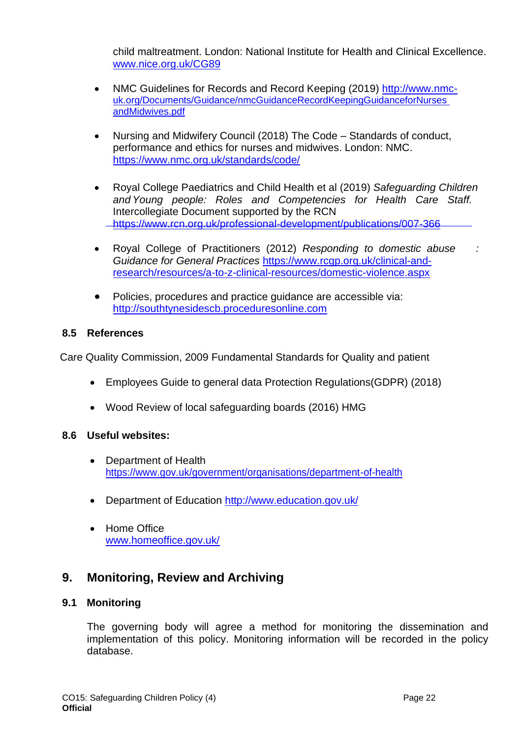child maltreatment. London: National Institute for Health and Clinical Excellence. www.nice.org.uk/CG89

- NMC Guidelines for Records and Record Keeping (2019) http://www.nmc-uk.org/Documents/Guidance/nmcGuidanceRecordKeepingGuidanceforNurses andMidwives.pdf

- Nursing and Midwifery Council (2018) The Code – Standards of conduct, performance and ethics for nurses and midwives. London: NMC. https://www.nmc.org.uk/standards/code/

- Royal College Paediatrics and Child Health et al (2019) *Safeguarding Children and Young people: Roles and Competencies for Health Care Staff.* Intercollegiate Document supported by the RCN https://www.rcn.org.uk/professional-development/publications/007-366

- Royal College of Practitioners (2012) *Responding to domestic abuse : Guidance for General Practices* https://www.rcgp.org.uk/clinical-and-research/resources/a-to-z-clinical-resources/domestic-violence.aspx

- Policies, procedures and practice guidance are accessible via: http://southtynesidescb.proceduresonline.com

### 8.5 References

Care Quality Commission, 2009 Fundamental Standards for Quality and patient

- Employees Guide to general data Protection Regulations(GDPR) (2018)
- Wood Review of local safeguarding boards (2016) HMG

### 8.6 Useful websites:

- Department of Health https://www.gov.uk/government/organisations/department-of-health
- Department of Education http://www.education.gov.uk/
- Home Office www.homeoffice.gov.uk/

## 9. Monitoring, Review and Archiving

### 9.1 Monitoring

The governing body will agree a method for monitoring the dissemination and implementation of this policy. Monitoring information will be recorded in the policy database.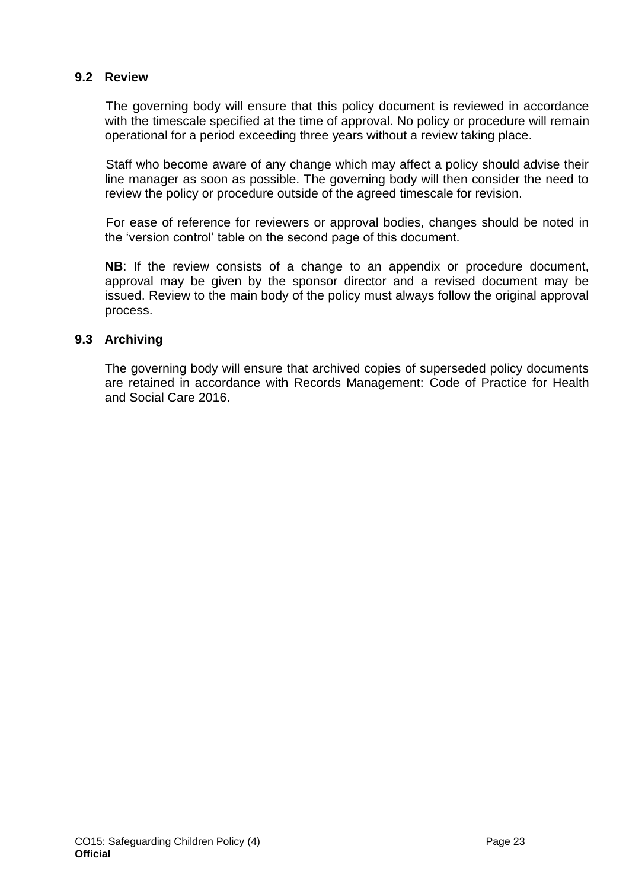### 9.2 Review

The governing body will ensure that this policy document is reviewed in accordance with the timescale specified at the time of approval. No policy or procedure will remain operational for a period exceeding three years without a review taking place.

Staff who become aware of any change which may affect a policy should advise their line manager as soon as possible. The governing body will then consider the need to review the policy or procedure outside of the agreed timescale for revision.

For ease of reference for reviewers or approval bodies, changes should be noted in the 'version control' table on the second page of this document.

**NB**: If the review consists of a change to an appendix or procedure document, approval may be given by the sponsor director and a revised document may be issued. Review to the main body of the policy must always follow the original approval process.

### 9.3 Archiving

The governing body will ensure that archived copies of superseded policy documents are retained in accordance with Records Management: Code of Practice for Health and Social Care 2016.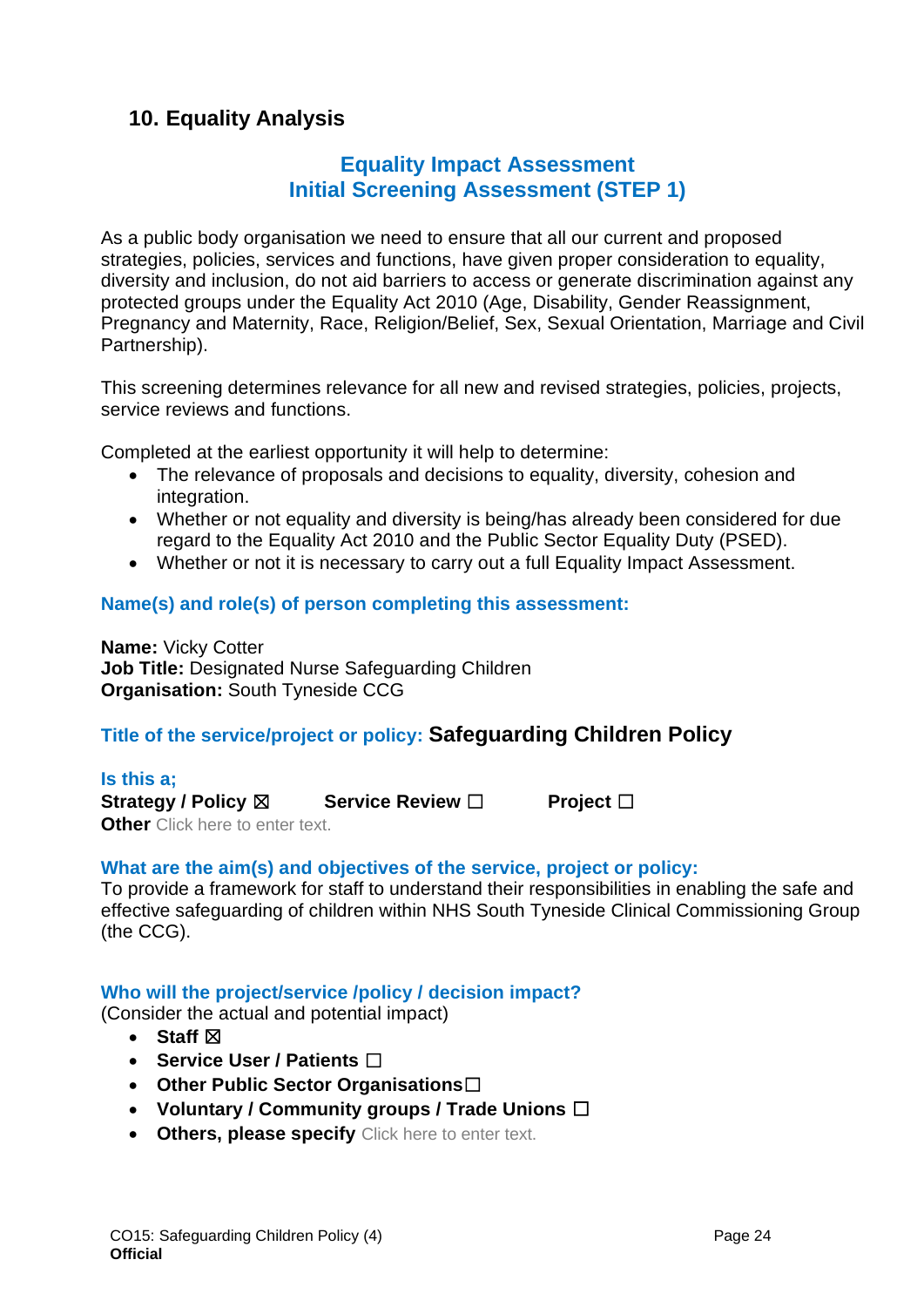## 10. Equality Analysis

### Equality Impact Assessment
### Initial Screening Assessment (STEP 1)

As a public body organisation we need to ensure that all our current and proposed strategies, policies, services and functions, have given proper consideration to equality, diversity and inclusion, do not aid barriers to access or generate discrimination against any protected groups under the Equality Act 2010 (Age, Disability, Gender Reassignment, Pregnancy and Maternity, Race, Religion/Belief, Sex, Sexual Orientation, Marriage and Civil Partnership).

This screening determines relevance for all new and revised strategies, policies, projects, service reviews and functions.

Completed at the earliest opportunity it will help to determine:

- The relevance of proposals and decisions to equality, diversity, cohesion and integration.
- Whether or not equality and diversity is being/has already been considered for due regard to the Equality Act 2010 and the Public Sector Equality Duty (PSED).
- Whether or not it is necessary to carry out a full Equality Impact Assessment.

**Name(s) and role(s) of person completing this assessment:**

**Name:** Vicky Cotter
**Job Title:** Designated Nurse Safeguarding Children
**Organisation:** South Tyneside CCG

**Title of the service/project or policy:** **Safeguarding Children Policy**

**Is this a;**
**Strategy / Policy** ☒ **Service Review** ☐ **Project** ☐
**Other** Click here to enter text.

**What are the aim(s) and objectives of the service, project or policy:**
To provide a framework for staff to understand their responsibilities in enabling the safe and effective safeguarding of children within NHS South Tyneside Clinical Commissioning Group (the CCG).

**Who will the project/service /policy / decision impact?**
(Consider the actual and potential impact)

- **Staff** ☒
- **Service User / Patients** ☐
- **Other Public Sector Organisations** ☐
- **Voluntary / Community groups / Trade Unions** ☐
- **Others, please specify** Click here to enter text.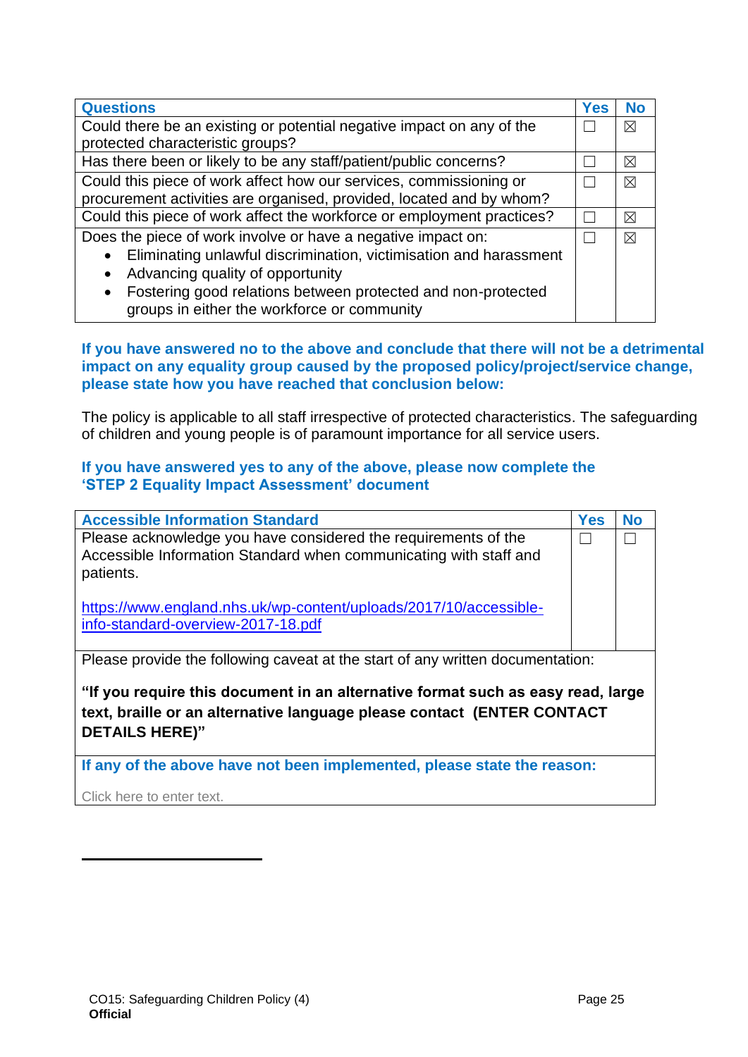| Questions | Yes | No |
|---|---|---|
| Could there be an existing or potential negative impact on any of the protected characteristic groups? | ☐ | ☒ |
| Has there been or likely to be any staff/patient/public concerns? | ☐ | ☒ |
| Could this piece of work affect how our services, commissioning or procurement activities are organised, provided, located and by whom? | ☐ | ☒ |
| Could this piece of work affect the workforce or employment practices? | ☐ | ☒ |
| Does the piece of work involve or have a negative impact on:<br>• Eliminating unlawful discrimination, victimisation and harassment<br>• Advancing quality of opportunity<br>• Fostering good relations between protected and non-protected groups in either the workforce or community | ☐ | ☒ |

**If you have answered no to the above and conclude that there will not be a detrimental impact on any equality group caused by the proposed policy/project/service change, please state how you have reached that conclusion below:**

The policy is applicable to all staff irrespective of protected characteristics. The safeguarding of children and young people is of paramount importance for all service users.

**If you have answered yes to any of the above, please now complete the 'STEP 2 Equality Impact Assessment' document**

| Accessible Information Standard | Yes | No |
|---|---|---|
| Please acknowledge you have considered the requirements of the Accessible Information Standard when communicating with staff and patients.<br><br>https://www.england.nhs.uk/wp-content/uploads/2017/10/accessible-info-standard-overview-2017-18.pdf | ☐ | ☐ |
| Please provide the following caveat at the start of any written documentation:<br><br>**"If you require this document in an alternative format such as easy read, large text, braille or an alternative language please contact (ENTER CONTACT DETAILS HERE)"** | | |
| **If any of the above have not been implemented, please state the reason:**<br><br>Click here to enter text. | | |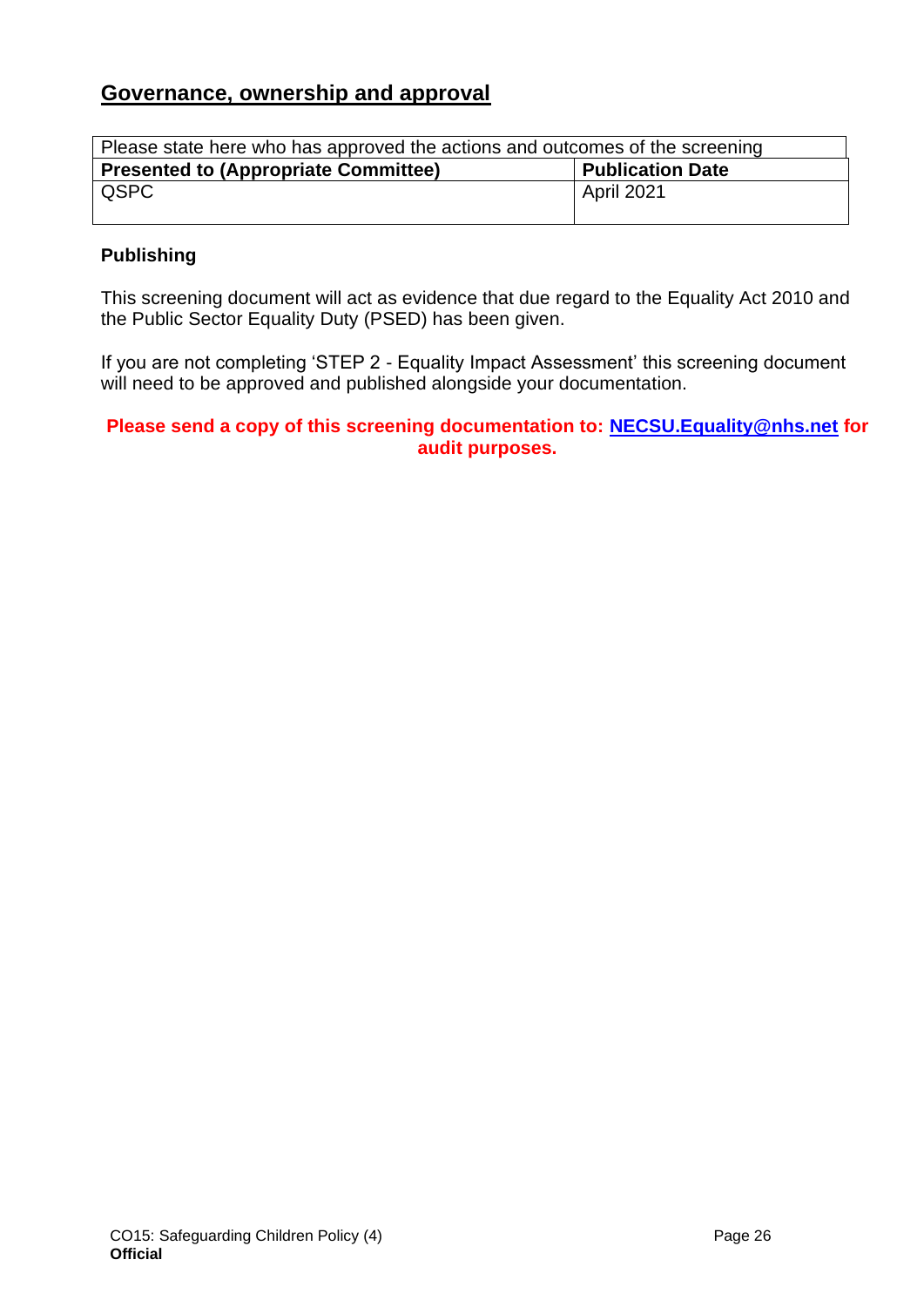## Governance, ownership and approval

| Please state here who has approved the actions and outcomes of the screening | |
|---|---|
| **Presented to (Appropriate Committee)** | **Publication Date** |
| QSPC | April 2021 |

### Publishing

This screening document will act as evidence that due regard to the Equality Act 2010 and the Public Sector Equality Duty (PSED) has been given.

If you are not completing 'STEP 2 - Equality Impact Assessment' this screening document will need to be approved and published alongside your documentation.

**Please send a copy of this screening documentation to: NECSU.Equality@nhs.net for audit purposes.**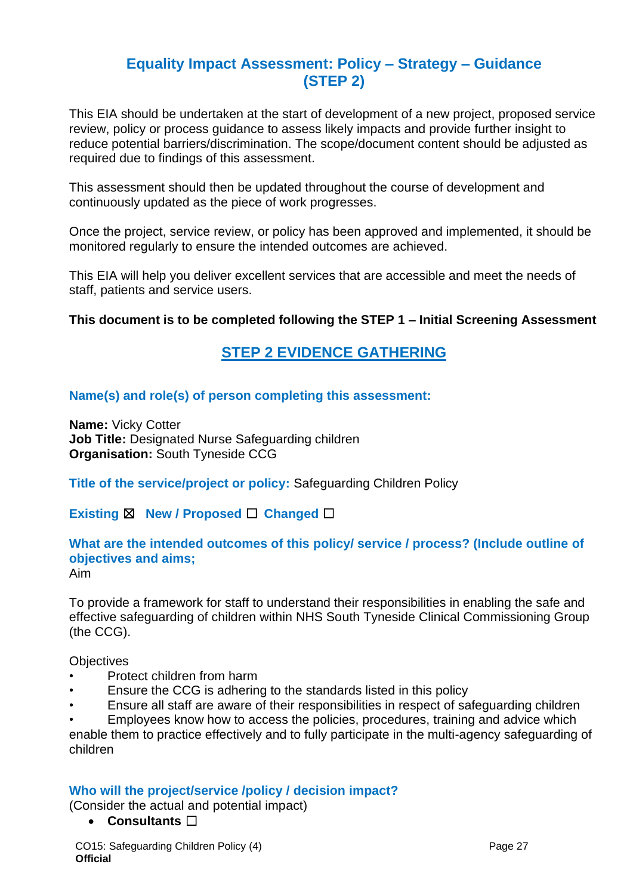# Equality Impact Assessment: Policy – Strategy – Guidance (STEP 2)

This EIA should be undertaken at the start of development of a new project, proposed service review, policy or process guidance to assess likely impacts and provide further insight to reduce potential barriers/discrimination. The scope/document content should be adjusted as required due to findings of this assessment.

This assessment should then be updated throughout the course of development and continuously updated as the piece of work progresses.

Once the project, service review, or policy has been approved and implemented, it should be monitored regularly to ensure the intended outcomes are achieved.

This EIA will help you deliver excellent services that are accessible and meet the needs of staff, patients and service users.

**This document is to be completed following the STEP 1 – Initial Screening Assessment**

## STEP 2 EVIDENCE GATHERING

### Name(s) and role(s) of person completing this assessment:

**Name:** Vicky Cotter
**Job Title:** Designated Nurse Safeguarding children
**Organisation:** South Tyneside CCG

**Title of the service/project or policy:** Safeguarding Children Policy

**Existing** ☒ **New / Proposed** ☐ **Changed** ☐

### What are the intended outcomes of this policy/ service / process? (Include outline of objectives and aims;

Aim

To provide a framework for staff to understand their responsibilities in enabling the safe and effective safeguarding of children within NHS South Tyneside Clinical Commissioning Group (the CCG).

Objectives

- Protect children from harm
- Ensure the CCG is adhering to the standards listed in this policy
- Ensure all staff are aware of their responsibilities in respect of safeguarding children
- Employees know how to access the policies, procedures, training and advice which enable them to practice effectively and to fully participate in the multi-agency safeguarding of children

### Who will the project/service /policy / decision impact?

(Consider the actual and potential impact)

- **Consultants** ☐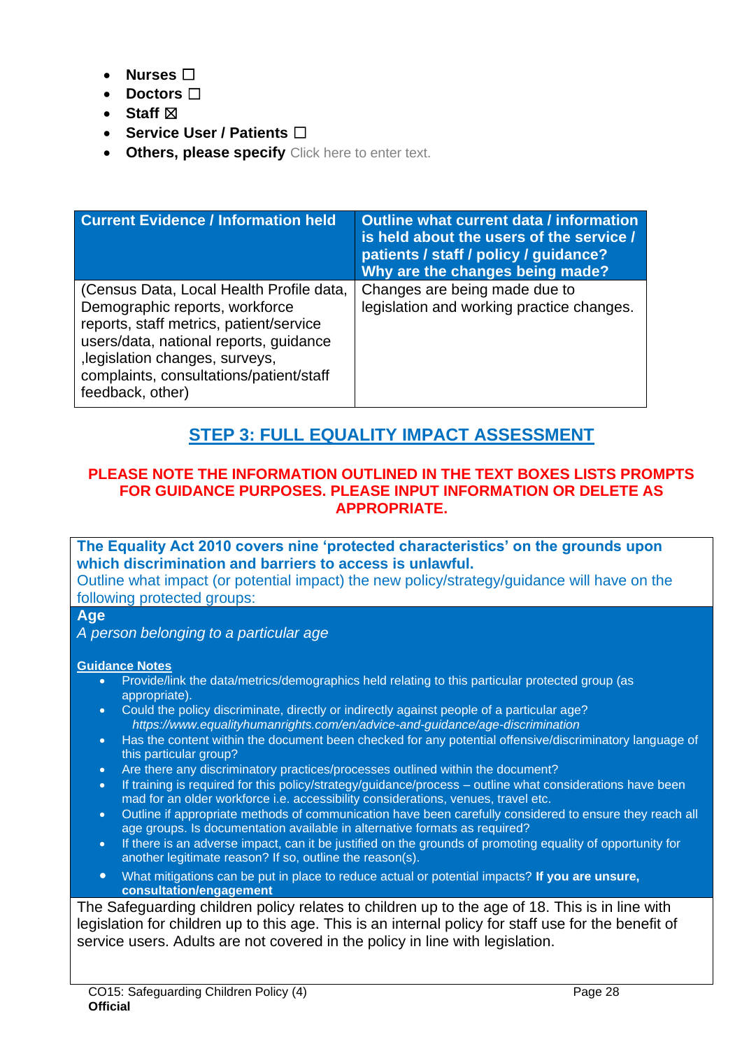- **Nurses** ☐
- **Doctors** ☐
- **Staff** ☒
- **Service User / Patients** ☐
- **Others, please specify** Click here to enter text.

| Current Evidence / Information held | Outline what current data / information is held about the users of the service / patients / staff / policy / guidance? Why are the changes being made? |
|---|---|
| (Census Data, Local Health Profile data, Demographic reports, workforce reports, staff metrics, patient/service users/data, national reports, guidance ,legislation changes, surveys, complaints, consultations/patient/staff feedback, other) | Changes are being made due to legislation and working practice changes. |

## STEP 3: FULL EQUALITY IMPACT ASSESSMENT

**PLEASE NOTE THE INFORMATION OUTLINED IN THE TEXT BOXES LISTS PROMPTS FOR GUIDANCE PURPOSES. PLEASE INPUT INFORMATION OR DELETE AS APPROPRIATE.**

**The Equality Act 2010 covers nine 'protected characteristics' on the grounds upon which discrimination and barriers to access is unlawful.**
Outline what impact (or potential impact) the new policy/strategy/guidance will have on the following protected groups:

**Age**
*A person belonging to a particular age*

**Guidance Notes**

- Provide/link the data/metrics/demographics held relating to this particular protected group (as appropriate).
- Could the policy discriminate, directly or indirectly against people of a particular age?
  *https://www.equalityhumanrights.com/en/advice-and-guidance/age-discrimination*
- Has the content within the document been checked for any potential offensive/discriminatory language of this particular group?
- Are there any discriminatory practices/processes outlined within the document?
- If training is required for this policy/strategy/guidance/process – outline what considerations have been mad for an older workforce i.e. accessibility considerations, venues, travel etc.
- Outline if appropriate methods of communication have been carefully considered to ensure they reach all age groups. Is documentation available in alternative formats as required?
- If there is an adverse impact, can it be justified on the grounds of promoting equality of opportunity for another legitimate reason? If so, outline the reason(s).
- What mitigations can be put in place to reduce actual or potential impacts? **If you are unsure, consultation/engagement**

The Safeguarding children policy relates to children up to the age of 18. This is in line with legislation for children up to this age. This is an internal policy for staff use for the benefit of service users. Adults are not covered in the policy in line with legislation.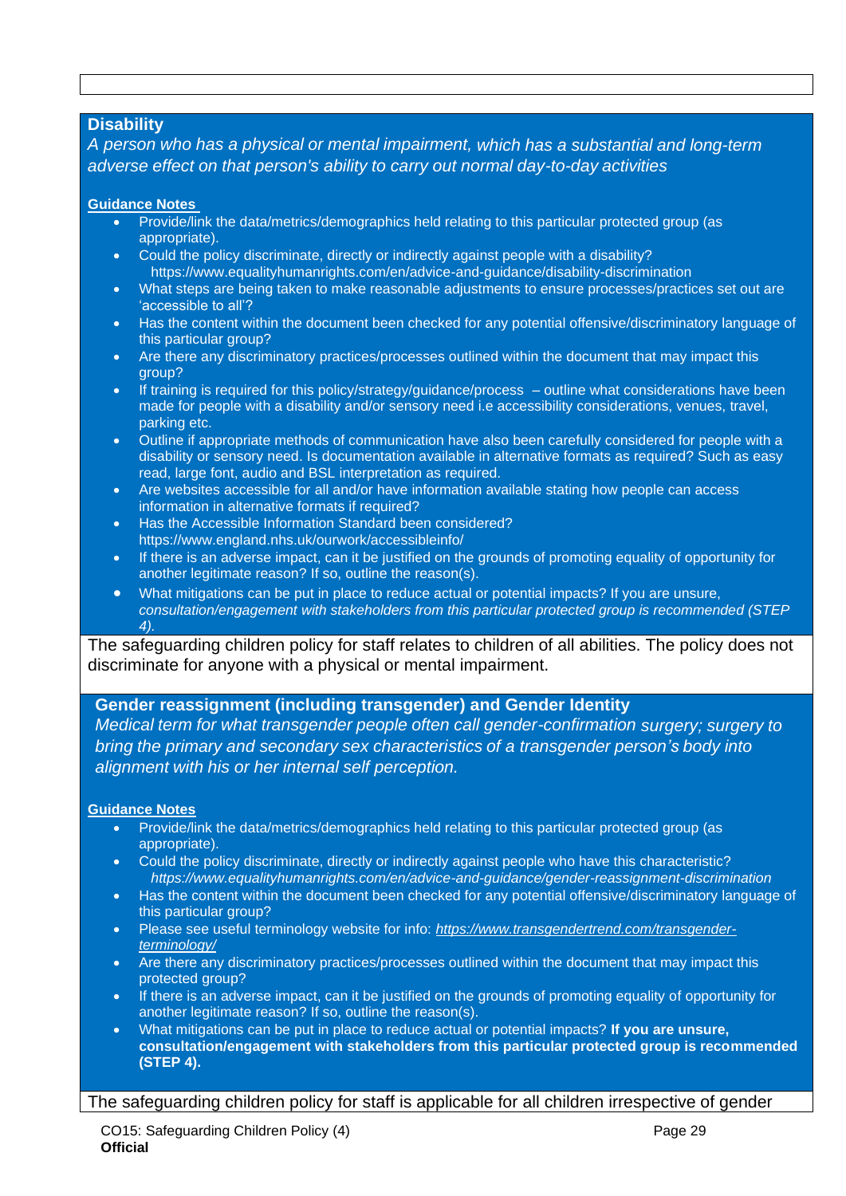## Disability

*A person who has a physical or mental impairment, which has a substantial and long-term adverse effect on that person's ability to carry out normal day-to-day activities*

**Guidance Notes**

- Provide/link the data/metrics/demographics held relating to this particular protected group (as appropriate).
- Could the policy discriminate, directly or indirectly against people with a disability? https://www.equalityhumanrights.com/en/advice-and-guidance/disability-discrimination
- What steps are being taken to make reasonable adjustments to ensure processes/practices set out are 'accessible to all'?
- Has the content within the document been checked for any potential offensive/discriminatory language of this particular group?
- Are there any discriminatory practices/processes outlined within the document that may impact this group?
- If training is required for this policy/strategy/guidance/process – outline what considerations have been made for people with a disability and/or sensory need i.e accessibility considerations, venues, travel, parking etc.
- Outline if appropriate methods of communication have also been carefully considered for people with a disability or sensory need. Is documentation available in alternative formats as required? Such as easy read, large font, audio and BSL interpretation as required.
- Are websites accessible for all and/or have information available stating how people can access information in alternative formats if required?
- Has the Accessible Information Standard been considered? https://www.england.nhs.uk/ourwork/accessibleinfo/
- If there is an adverse impact, can it be justified on the grounds of promoting equality of opportunity for another legitimate reason? If so, outline the reason(s).
- What mitigations can be put in place to reduce actual or potential impacts? If you are unsure, *consultation/engagement with stakeholders from this particular protected group is recommended (STEP 4).*

The safeguarding children policy for staff relates to children of all abilities. The policy does not discriminate for anyone with a physical or mental impairment.

## Gender reassignment (including transgender) and Gender Identity

*Medical term for what transgender people often call gender-confirmation surgery; surgery to bring the primary and secondary sex characteristics of a transgender person's body into alignment with his or her internal self perception.*

**Guidance Notes**

- Provide/link the data/metrics/demographics held relating to this particular protected group (as appropriate).
- Could the policy discriminate, directly or indirectly against people who have this characteristic? *https://www.equalityhumanrights.com/en/advice-and-guidance/gender-reassignment-discrimination*
- Has the content within the document been checked for any potential offensive/discriminatory language of this particular group?
- Please see useful terminology website for info: *https://www.transgendertrend.com/transgender-terminology/*
- Are there any discriminatory practices/processes outlined within the document that may impact this protected group?
- If there is an adverse impact, can it be justified on the grounds of promoting equality of opportunity for another legitimate reason? If so, outline the reason(s).
- What mitigations can be put in place to reduce actual or potential impacts? **If you are unsure, consultation/engagement with stakeholders from this particular protected group is recommended (STEP 4).**

The safeguarding children policy for staff is applicable for all children irrespective of gender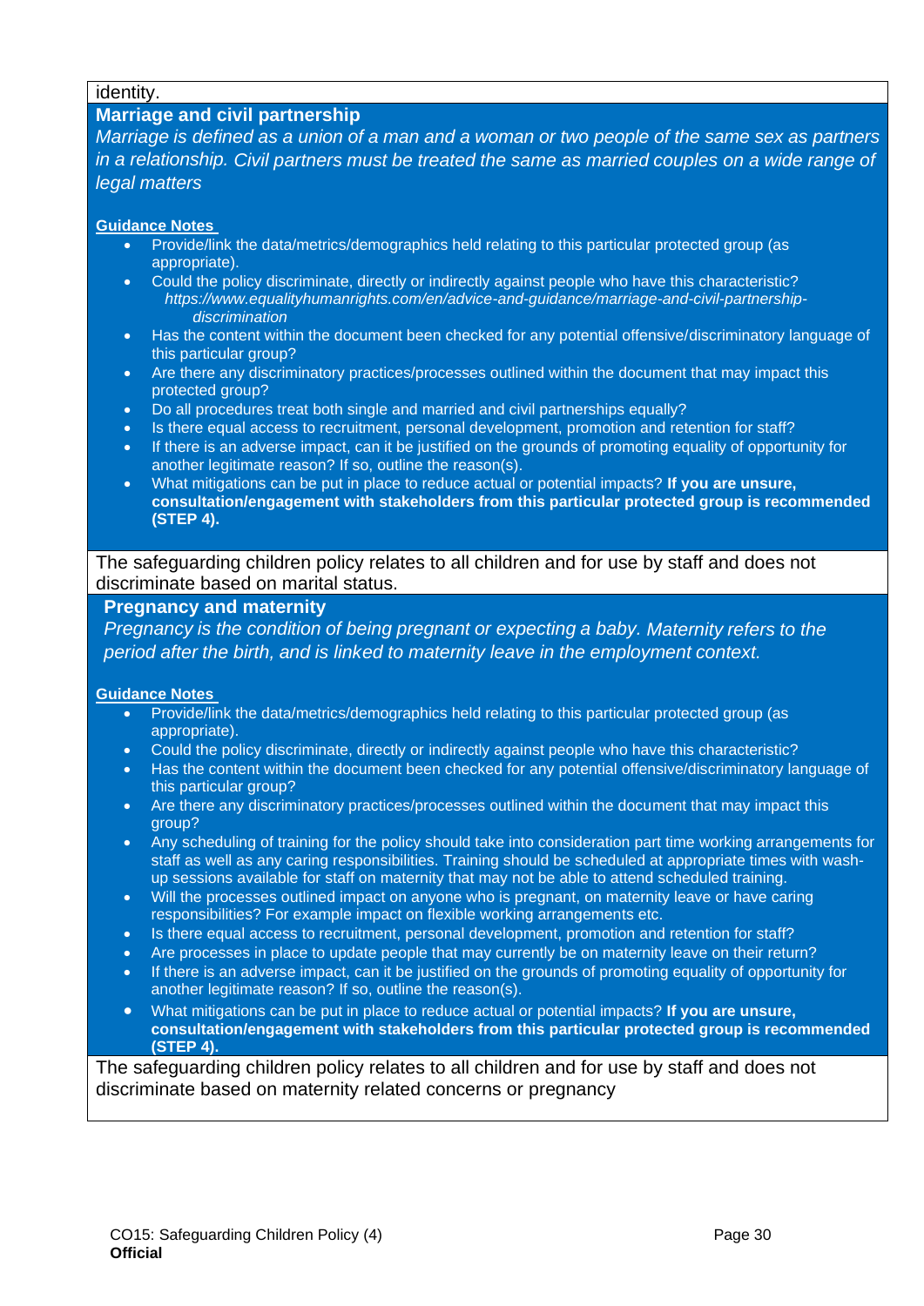identity.

**Marriage and civil partnership**

*Marriage is defined as a union of a man and a woman or two people of the same sex as partners in a relationship. Civil partners must be treated the same as married couples on a wide range of legal matters*

**Guidance Notes**

- Provide/link the data/metrics/demographics held relating to this particular protected group (as appropriate).
- Could the policy discriminate, directly or indirectly against people who have this characteristic? *https://www.equalityhumanrights.com/en/advice-and-guidance/marriage-and-civil-partnership-discrimination*
- Has the content within the document been checked for any potential offensive/discriminatory language of this particular group?
- Are there any discriminatory practices/processes outlined within the document that may impact this protected group?
- Do all procedures treat both single and married and civil partnerships equally?
- Is there equal access to recruitment, personal development, promotion and retention for staff?
- If there is an adverse impact, can it be justified on the grounds of promoting equality of opportunity for another legitimate reason? If so, outline the reason(s).
- What mitigations can be put in place to reduce actual or potential impacts? **If you are unsure, consultation/engagement with stakeholders from this particular protected group is recommended (STEP 4).**

The safeguarding children policy relates to all children and for use by staff and does not discriminate based on marital status.

**Pregnancy and maternity**

*Pregnancy is the condition of being pregnant or expecting a baby. Maternity refers to the period after the birth, and is linked to maternity leave in the employment context.*

**Guidance Notes**

- Provide/link the data/metrics/demographics held relating to this particular protected group (as appropriate).
- Could the policy discriminate, directly or indirectly against people who have this characteristic?
- Has the content within the document been checked for any potential offensive/discriminatory language of this particular group?
- Are there any discriminatory practices/processes outlined within the document that may impact this group?
- Any scheduling of training for the policy should take into consideration part time working arrangements for staff as well as any caring responsibilities. Training should be scheduled at appropriate times with wash-up sessions available for staff on maternity that may not be able to attend scheduled training.
- Will the processes outlined impact on anyone who is pregnant, on maternity leave or have caring responsibilities? For example impact on flexible working arrangements etc.
- Is there equal access to recruitment, personal development, promotion and retention for staff?
- Are processes in place to update people that may currently be on maternity leave on their return?
- If there is an adverse impact, can it be justified on the grounds of promoting equality of opportunity for another legitimate reason? If so, outline the reason(s).
- What mitigations can be put in place to reduce actual or potential impacts? **If you are unsure, consultation/engagement with stakeholders from this particular protected group is recommended (STEP 4).**

The safeguarding children policy relates to all children and for use by staff and does not discriminate based on maternity related concerns or pregnancy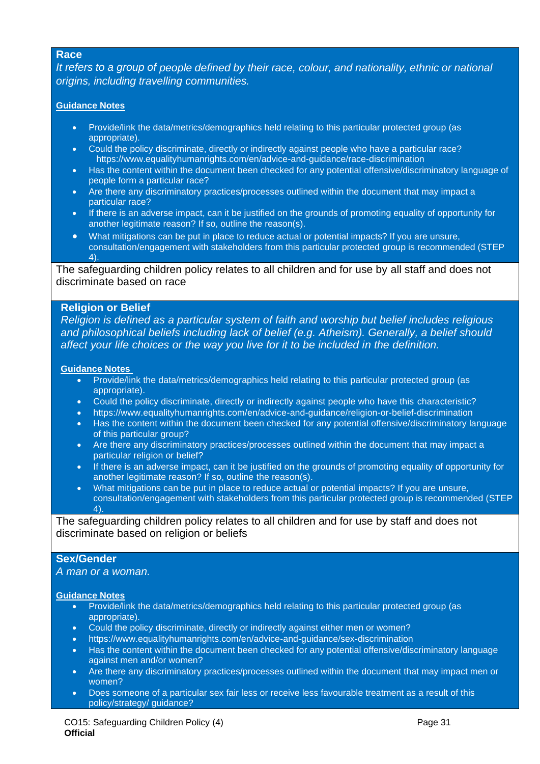**Race**

*It refers to a group of people defined by their race, colour, and nationality, ethnic or national origins, including travelling communities.*

**Guidance Notes**

- Provide/link the data/metrics/demographics held relating to this particular protected group (as appropriate).
- Could the policy discriminate, directly or indirectly against people who have a particular race? https://www.equalityhumanrights.com/en/advice-and-guidance/race-discrimination
- Has the content within the document been checked for any potential offensive/discriminatory language of people form a particular race?
- Are there any discriminatory practices/processes outlined within the document that may impact a particular race?
- If there is an adverse impact, can it be justified on the grounds of promoting equality of opportunity for another legitimate reason? If so, outline the reason(s).
- What mitigations can be put in place to reduce actual or potential impacts? If you are unsure, consultation/engagement with stakeholders from this particular protected group is recommended (STEP 4).

The safeguarding children policy relates to all children and for use by all staff and does not discriminate based on race

**Religion or Belief**

*Religion is defined as a particular system of faith and worship but belief includes religious and philosophical beliefs including lack of belief (e.g. Atheism). Generally, a belief should affect your life choices or the way you live for it to be included in the definition.*

**Guidance Notes**

- Provide/link the data/metrics/demographics held relating to this particular protected group (as appropriate).
- Could the policy discriminate, directly or indirectly against people who have this characteristic?
- https://www.equalityhumanrights.com/en/advice-and-guidance/religion-or-belief-discrimination
- Has the content within the document been checked for any potential offensive/discriminatory language of this particular group?
- Are there any discriminatory practices/processes outlined within the document that may impact a particular religion or belief?
- If there is an adverse impact, can it be justified on the grounds of promoting equality of opportunity for another legitimate reason? If so, outline the reason(s).
- What mitigations can be put in place to reduce actual or potential impacts? If you are unsure, consultation/engagement with stakeholders from this particular protected group is recommended (STEP 4).

The safeguarding children policy relates to all children and for use by staff and does not discriminate based on religion or beliefs

**Sex/Gender**

*A man or a woman.*

**Guidance Notes**

- Provide/link the data/metrics/demographics held relating to this particular protected group (as appropriate).
- Could the policy discriminate, directly or indirectly against either men or women?
- https://www.equalityhumanrights.com/en/advice-and-guidance/sex-discrimination
- Has the content within the document been checked for any potential offensive/discriminatory language against men and/or women?
- Are there any discriminatory practices/processes outlined within the document that may impact men or women?
- Does someone of a particular sex fair less or receive less favourable treatment as a result of this policy/strategy/ guidance?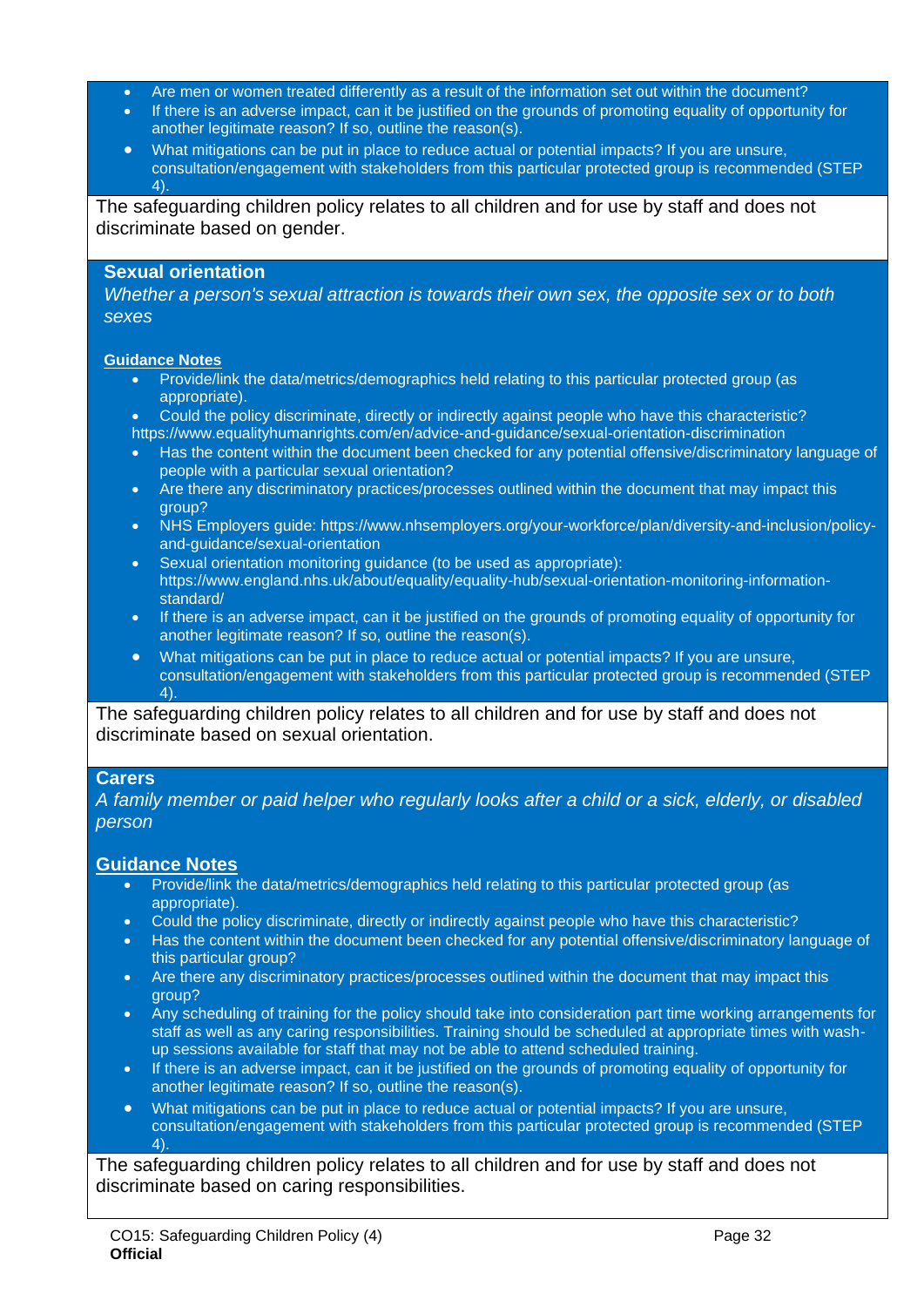- Are men or women treated differently as a result of the information set out within the document?
- If there is an adverse impact, can it be justified on the grounds of promoting equality of opportunity for another legitimate reason? If so, outline the reason(s).
- What mitigations can be put in place to reduce actual or potential impacts? If you are unsure, consultation/engagement with stakeholders from this particular protected group is recommended (STEP 4).

The safeguarding children policy relates to all children and for use by staff and does not discriminate based on gender.

**Sexual orientation**

*Whether a person's sexual attraction is towards their own sex, the opposite sex or to both sexes*

**Guidance Notes**

- Provide/link the data/metrics/demographics held relating to this particular protected group (as appropriate).
- Could the policy discriminate, directly or indirectly against people who have this characteristic? https://www.equalityhumanrights.com/en/advice-and-guidance/sexual-orientation-discrimination
- Has the content within the document been checked for any potential offensive/discriminatory language of people with a particular sexual orientation?
- Are there any discriminatory practices/processes outlined within the document that may impact this group?
- NHS Employers guide: https://www.nhsemployers.org/your-workforce/plan/diversity-and-inclusion/policy-and-guidance/sexual-orientation
- Sexual orientation monitoring guidance (to be used as appropriate): https://www.england.nhs.uk/about/equality/equality-hub/sexual-orientation-monitoring-information-standard/
- If there is an adverse impact, can it be justified on the grounds of promoting equality of opportunity for another legitimate reason? If so, outline the reason(s).
- What mitigations can be put in place to reduce actual or potential impacts? If you are unsure, consultation/engagement with stakeholders from this particular protected group is recommended (STEP 4).

The safeguarding children policy relates to all children and for use by staff and does not discriminate based on sexual orientation.

**Carers**

*A family member or paid helper who regularly looks after a child or a sick, elderly, or disabled person*

**Guidance Notes**

- Provide/link the data/metrics/demographics held relating to this particular protected group (as appropriate).
- Could the policy discriminate, directly or indirectly against people who have this characteristic?
- Has the content within the document been checked for any potential offensive/discriminatory language of this particular group?
- Are there any discriminatory practices/processes outlined within the document that may impact this group?
- Any scheduling of training for the policy should take into consideration part time working arrangements for staff as well as any caring responsibilities. Training should be scheduled at appropriate times with wash-up sessions available for staff that may not be able to attend scheduled training.
- If there is an adverse impact, can it be justified on the grounds of promoting equality of opportunity for another legitimate reason? If so, outline the reason(s).
- What mitigations can be put in place to reduce actual or potential impacts? If you are unsure, consultation/engagement with stakeholders from this particular protected group is recommended (STEP 4).

The safeguarding children policy relates to all children and for use by staff and does not discriminate based on caring responsibilities.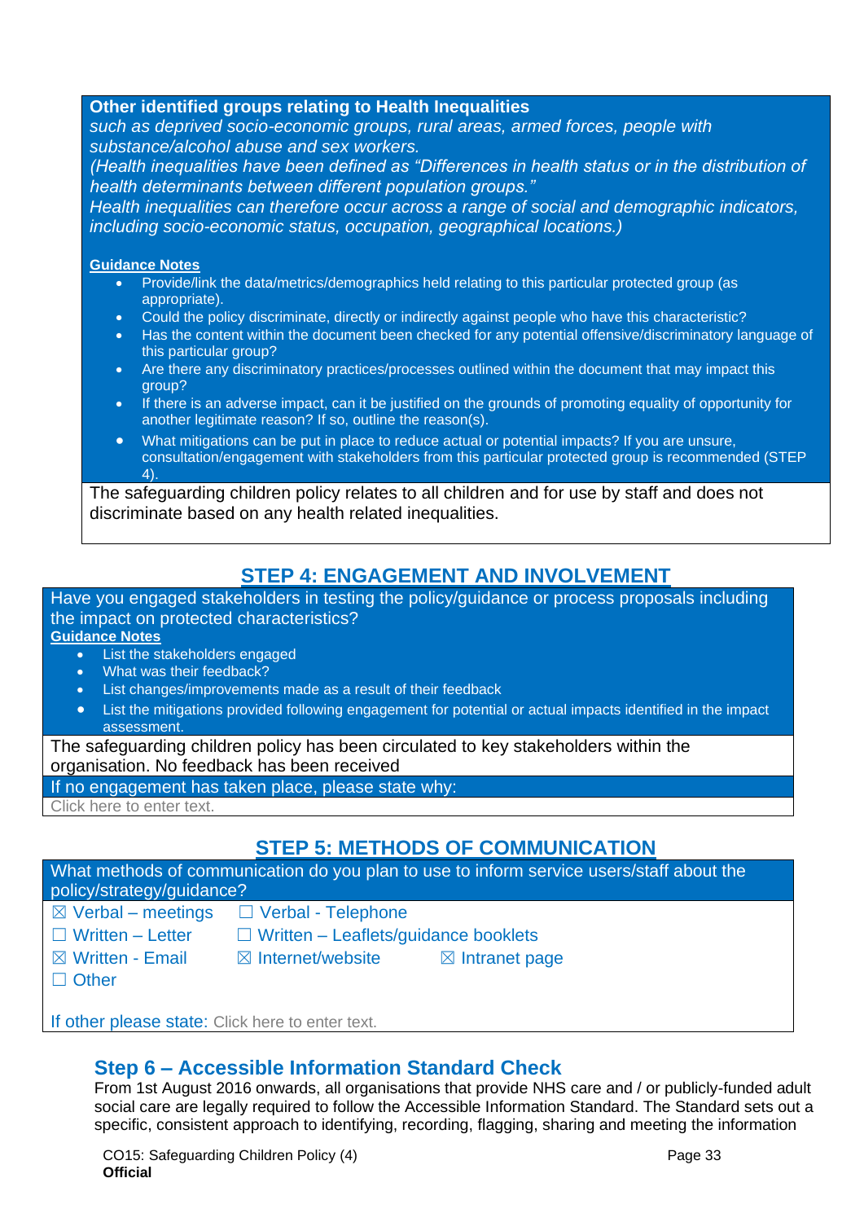**Other identified groups relating to Health Inequalities**
*such as deprived socio-economic groups, rural areas, armed forces, people with substance/alcohol abuse and sex workers.*
*(Health inequalities have been defined as "Differences in health status or in the distribution of health determinants between different population groups."*
*Health inequalities can therefore occur across a range of social and demographic indicators, including socio-economic status, occupation, geographical locations.)*

**Guidance Notes**

- Provide/link the data/metrics/demographics held relating to this particular protected group (as appropriate).
- Could the policy discriminate, directly or indirectly against people who have this characteristic?
- Has the content within the document been checked for any potential offensive/discriminatory language of this particular group?
- Are there any discriminatory practices/processes outlined within the document that may impact this group?
- If there is an adverse impact, can it be justified on the grounds of promoting equality of opportunity for another legitimate reason? If so, outline the reason(s).
- What mitigations can be put in place to reduce actual or potential impacts? If you are unsure, consultation/engagement with stakeholders from this particular protected group is recommended (STEP 4).

The safeguarding children policy relates to all children and for use by staff and does not discriminate based on any health related inequalities.

## STEP 4: ENGAGEMENT AND INVOLVEMENT

Have you engaged stakeholders in testing the policy/guidance or process proposals including the impact on protected characteristics?

**Guidance Notes**

- List the stakeholders engaged
- What was their feedback?
- List changes/improvements made as a result of their feedback
- List the mitigations provided following engagement for potential or actual impacts identified in the impact assessment.

The safeguarding children policy has been circulated to key stakeholders within the organisation. No feedback has been received

If no engagement has taken place, please state why:
Click here to enter text.

## STEP 5: METHODS OF COMMUNICATION

What methods of communication do you plan to use to inform service users/staff about the policy/strategy/guidance?

☒ Verbal – meetings ☐ Verbal - Telephone
☐ Written – Letter ☐ Written – Leaflets/guidance booklets
☒ Written - Email ☒ Internet/website ☒ Intranet page
☐ Other

If other please state: Click here to enter text.

## Step 6 – Accessible Information Standard Check

From 1st August 2016 onwards, all organisations that provide NHS care and / or publicly-funded adult social care are legally required to follow the Accessible Information Standard. The Standard sets out a specific, consistent approach to identifying, recording, flagging, sharing and meeting the information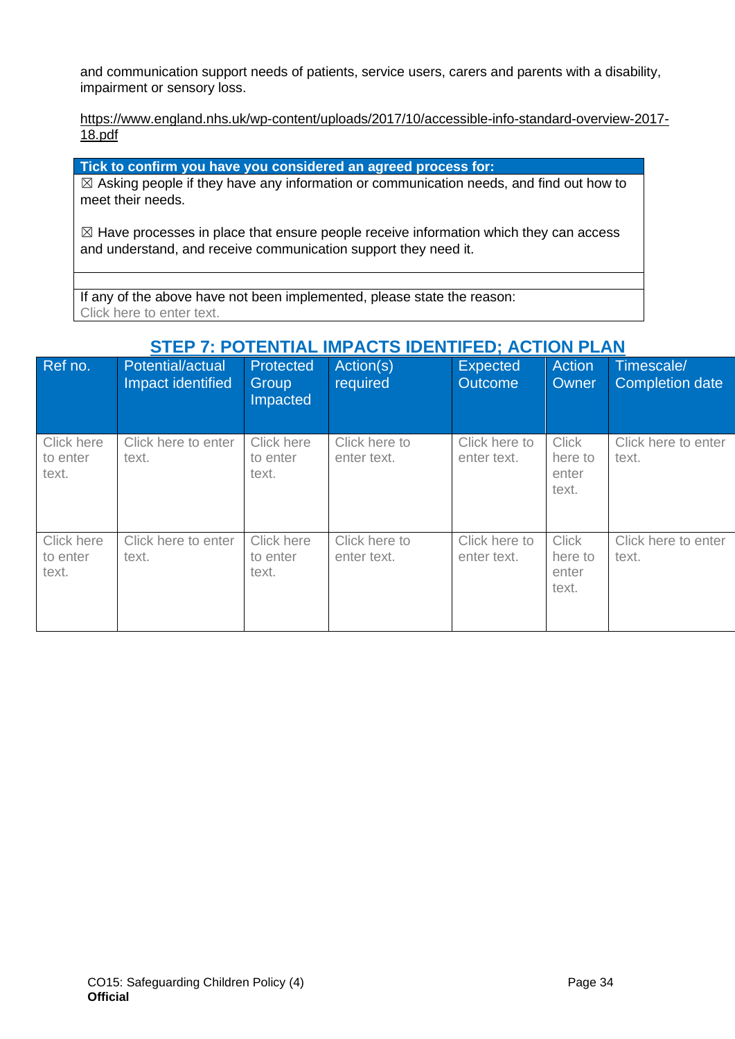and communication support needs of patients, service users, carers and parents with a disability, impairment or sensory loss.

https://www.england.nhs.uk/wp-content/uploads/2017/10/accessible-info-standard-overview-2017-18.pdf

| Tick to confirm you have you considered an agreed process for: |
|---|
| ☒ Asking people if they have any information or communication needs, and find out how to meet their needs.<br><br>☒ Have processes in place that ensure people receive information which they can access and understand, and receive communication support they need it. |
| |
| If any of the above have not been implemented, please state the reason:<br>Click here to enter text. |

## STEP 7: POTENTIAL IMPACTS IDENTIFED; ACTION PLAN

| Ref no. | Potential/actual Impact identified | Protected Group Impacted | Action(s) required | Expected Outcome | Action Owner | Timescale/ Completion date |
|---|---|---|---|---|---|---|
| Click here to enter text. | Click here to enter text. | Click here to enter text. | Click here to enter text. | Click here to enter text. | Click here to enter text. | Click here to enter text. |
| Click here to enter text. | Click here to enter text. | Click here to enter text. | Click here to enter text. | Click here to enter text. | Click here to enter text. | Click here to enter text. |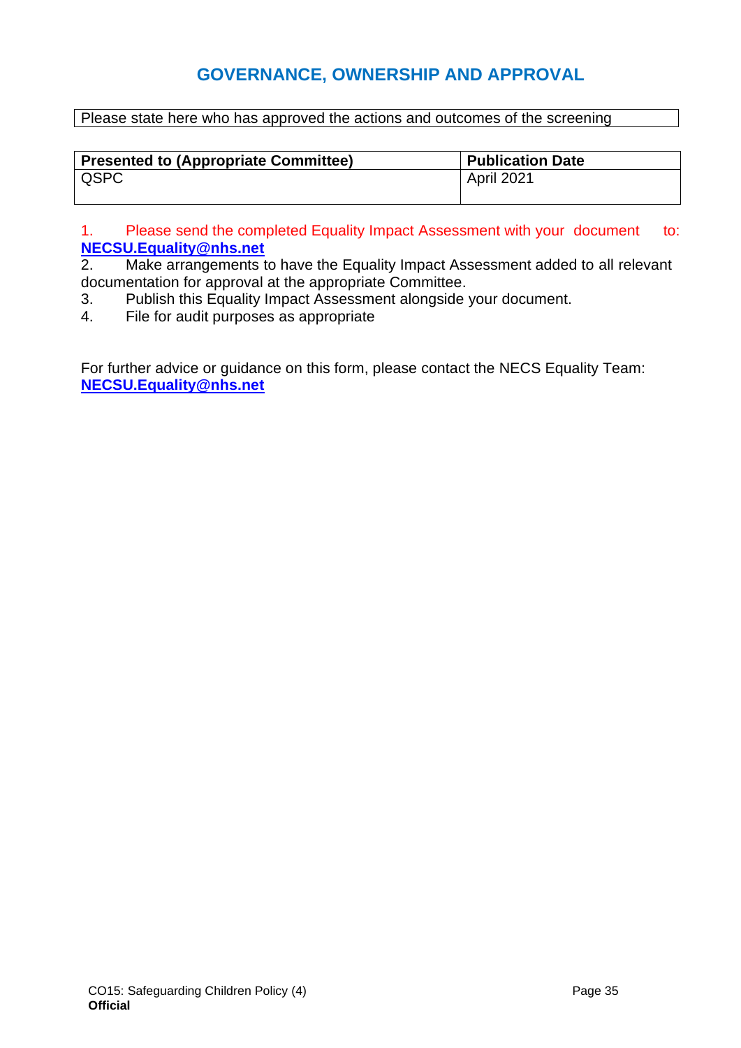## GOVERNANCE, OWNERSHIP AND APPROVAL

| Please state here who has approved the actions and outcomes of the screening |
|---|

| Presented to (Appropriate Committee) | Publication Date |
|---|---|
| QSPC | April 2021 |

1. Please send the completed Equality Impact Assessment with your document to: **NECSU.Equality@nhs.net**
2. Make arrangements to have the Equality Impact Assessment added to all relevant documentation for approval at the appropriate Committee.
3. Publish this Equality Impact Assessment alongside your document.
4. File for audit purposes as appropriate

For further advice or guidance on this form, please contact the NECS Equality Team: **NECSU.Equality@nhs.net**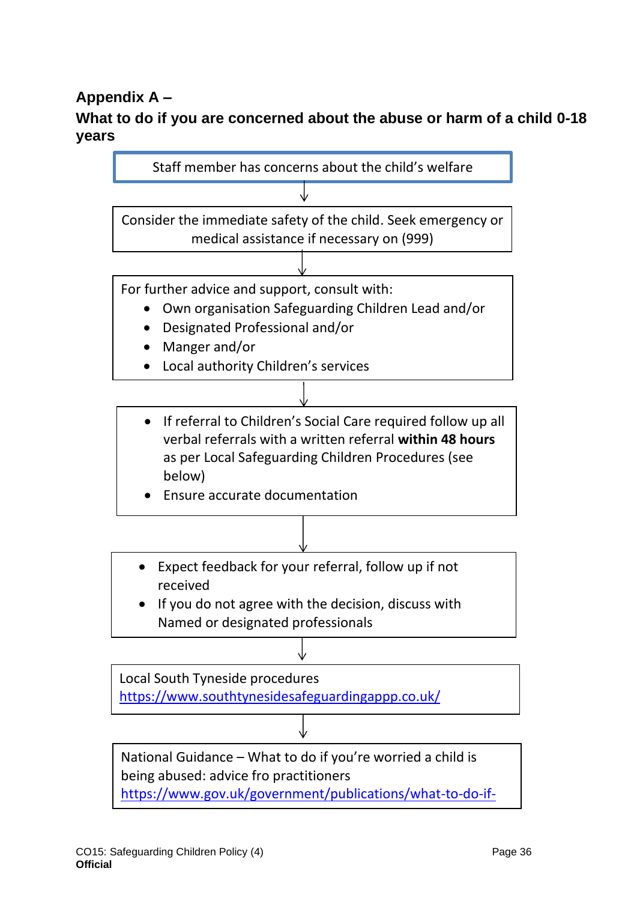## Appendix A –

## What to do if you are concerned about the abuse or harm of a child 0-18 years

Staff member has concerns about the child's welfare

↓

Consider the immediate safety of the child. Seek emergency or medical assistance if necessary on (999)

↓

For further advice and support, consult with:

- Own organisation Safeguarding Children Lead and/or
- Designated Professional and/or
- Manger and/or
- Local authority Children's services

↓

- If referral to Children's Social Care required follow up all verbal referrals with a written referral **within 48 hours** as per Local Safeguarding Children Procedures (see below)
- Ensure accurate documentation

↓

- Expect feedback for your referral, follow up if not received
- If you do not agree with the decision, discuss with Named or designated professionals

↓

Local South Tyneside procedures
https://www.southtynesidesafeguardingappp.co.uk/

↓

National Guidance – What to do if you're worried a child is being abused: advice fro practitioners
https://www.gov.uk/government/publications/what-to-do-if-

CO15: Safeguarding Children Policy (4)
**Official**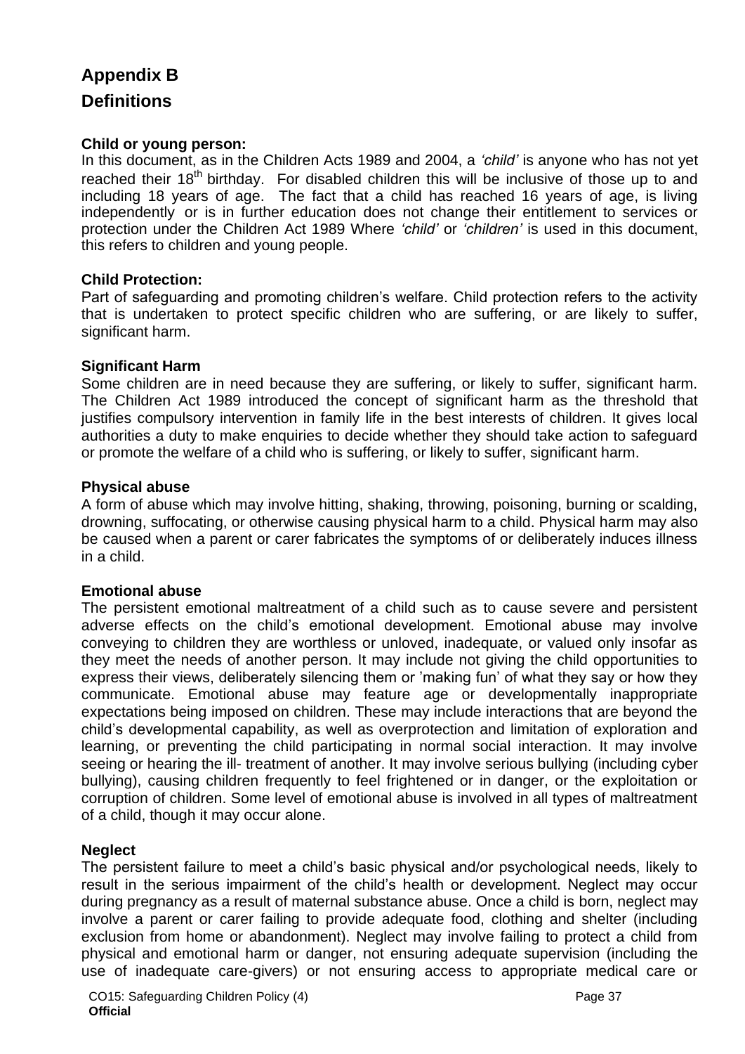# Appendix B

## Definitions

**Child or young person:**
In this document, as in the Children Acts 1989 and 2004, a *'child'* is anyone who has not yet reached their 18th birthday. For disabled children this will be inclusive of those up to and including 18 years of age. The fact that a child has reached 16 years of age, is living independently or is in further education does not change their entitlement to services or protection under the Children Act 1989 Where *'child'* or *'children'* is used in this document, this refers to children and young people.

**Child Protection:**
Part of safeguarding and promoting children's welfare. Child protection refers to the activity that is undertaken to protect specific children who are suffering, or are likely to suffer, significant harm.

**Significant Harm**
Some children are in need because they are suffering, or likely to suffer, significant harm. The Children Act 1989 introduced the concept of significant harm as the threshold that justifies compulsory intervention in family life in the best interests of children. It gives local authorities a duty to make enquiries to decide whether they should take action to safeguard or promote the welfare of a child who is suffering, or likely to suffer, significant harm.

**Physical abuse**
A form of abuse which may involve hitting, shaking, throwing, poisoning, burning or scalding, drowning, suffocating, or otherwise causing physical harm to a child. Physical harm may also be caused when a parent or carer fabricates the symptoms of or deliberately induces illness in a child.

**Emotional abuse**
The persistent emotional maltreatment of a child such as to cause severe and persistent adverse effects on the child's emotional development. Emotional abuse may involve conveying to children they are worthless or unloved, inadequate, or valued only insofar as they meet the needs of another person. It may include not giving the child opportunities to express their views, deliberately silencing them or 'making fun' of what they say or how they communicate. Emotional abuse may feature age or developmentally inappropriate expectations being imposed on children. These may include interactions that are beyond the child's developmental capability, as well as overprotection and limitation of exploration and learning, or preventing the child participating in normal social interaction. It may involve seeing or hearing the ill- treatment of another. It may involve serious bullying (including cyber bullying), causing children frequently to feel frightened or in danger, or the exploitation or corruption of children. Some level of emotional abuse is involved in all types of maltreatment of a child, though it may occur alone.

**Neglect**
The persistent failure to meet a child's basic physical and/or psychological needs, likely to result in the serious impairment of the child's health or development. Neglect may occur during pregnancy as a result of maternal substance abuse. Once a child is born, neglect may involve a parent or carer failing to provide adequate food, clothing and shelter (including exclusion from home or abandonment). Neglect may involve failing to protect a child from physical and emotional harm or danger, not ensuring adequate supervision (including the use of inadequate care-givers) or not ensuring access to appropriate medical care or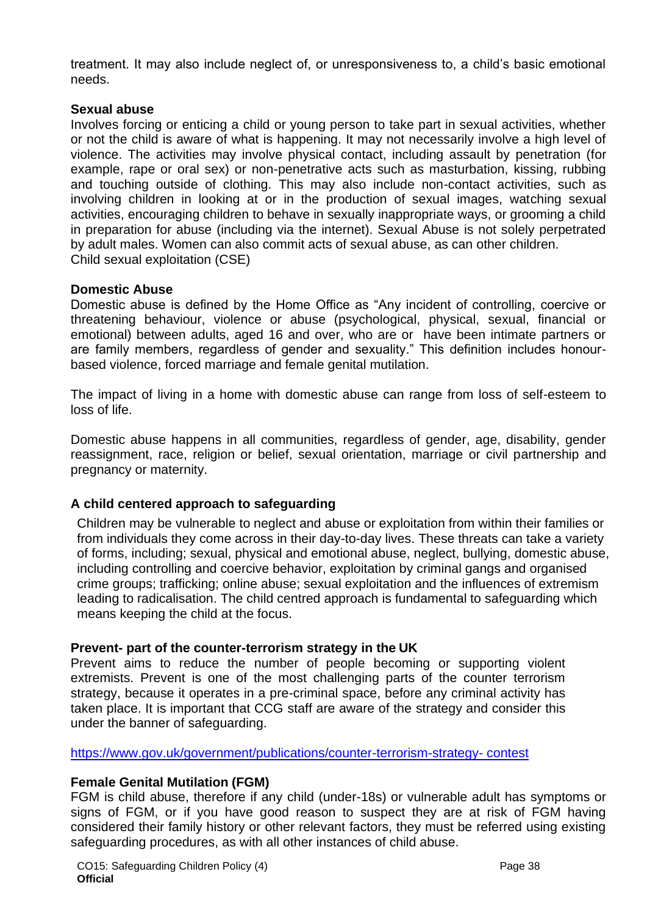treatment. It may also include neglect of, or unresponsiveness to, a child's basic emotional needs.

**Sexual abuse**

Involves forcing or enticing a child or young person to take part in sexual activities, whether or not the child is aware of what is happening. It may not necessarily involve a high level of violence. The activities may involve physical contact, including assault by penetration (for example, rape or oral sex) or non-penetrative acts such as masturbation, kissing, rubbing and touching outside of clothing. This may also include non-contact activities, such as involving children in looking at or in the production of sexual images, watching sexual activities, encouraging children to behave in sexually inappropriate ways, or grooming a child in preparation for abuse (including via the internet). Sexual Abuse is not solely perpetrated by adult males. Women can also commit acts of sexual abuse, as can other children.
Child sexual exploitation (CSE)

**Domestic Abuse**

Domestic abuse is defined by the Home Office as "Any incident of controlling, coercive or threatening behaviour, violence or abuse (psychological, physical, sexual, financial or emotional) between adults, aged 16 and over, who are or have been intimate partners or are family members, regardless of gender and sexuality." This definition includes honour-based violence, forced marriage and female genital mutilation.

The impact of living in a home with domestic abuse can range from loss of self-esteem to loss of life.

Domestic abuse happens in all communities, regardless of gender, age, disability, gender reassignment, race, religion or belief, sexual orientation, marriage or civil partnership and pregnancy or maternity.

**A child centered approach to safeguarding**

Children may be vulnerable to neglect and abuse or exploitation from within their families or from individuals they come across in their day-to-day lives. These threats can take a variety of forms, including; sexual, physical and emotional abuse, neglect, bullying, domestic abuse, including controlling and coercive behavior, exploitation by criminal gangs and organised crime groups; trafficking; online abuse; sexual exploitation and the influences of extremism leading to radicalisation. The child centred approach is fundamental to safeguarding which means keeping the child at the focus.

**Prevent- part of the counter-terrorism strategy in the UK**

Prevent aims to reduce the number of people becoming or supporting violent extremists. Prevent is one of the most challenging parts of the counter terrorism strategy, because it operates in a pre-criminal space, before any criminal activity has taken place. It is important that CCG staff are aware of the strategy and consider this under the banner of safeguarding.

https://www.gov.uk/government/publications/counter-terrorism-strategy- contest

**Female Genital Mutilation (FGM)**

FGM is child abuse, therefore if any child (under-18s) or vulnerable adult has symptoms or signs of FGM, or if you have good reason to suspect they are at risk of FGM having considered their family history or other relevant factors, they must be referred using existing safeguarding procedures, as with all other instances of child abuse.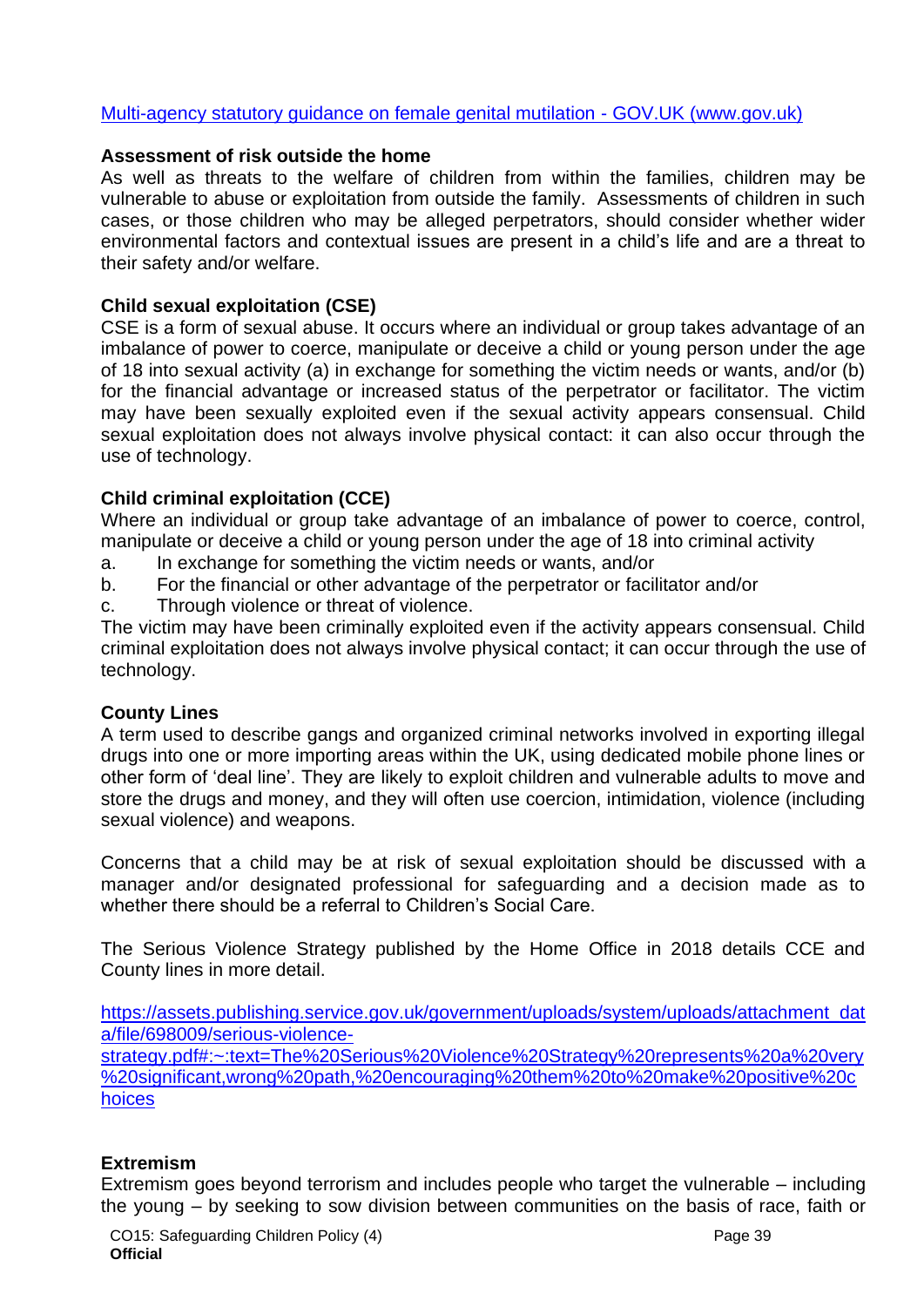[Multi-agency statutory guidance on female genital mutilation - GOV.UK (www.gov.uk)]

**Assessment of risk outside the home**

As well as threats to the welfare of children from within the families, children may be vulnerable to abuse or exploitation from outside the family. Assessments of children in such cases, or those children who may be alleged perpetrators, should consider whether wider environmental factors and contextual issues are present in a child's life and are a threat to their safety and/or welfare.

**Child sexual exploitation (CSE)**

CSE is a form of sexual abuse. It occurs where an individual or group takes advantage of an imbalance of power to coerce, manipulate or deceive a child or young person under the age of 18 into sexual activity (a) in exchange for something the victim needs or wants, and/or (b) for the financial advantage or increased status of the perpetrator or facilitator. The victim may have been sexually exploited even if the sexual activity appears consensual. Child sexual exploitation does not always involve physical contact: it can also occur through the use of technology.

**Child criminal exploitation (CCE)**

Where an individual or group take advantage of an imbalance of power to coerce, control, manipulate or deceive a child or young person under the age of 18 into criminal activity

a. In exchange for something the victim needs or wants, and/or
b. For the financial or other advantage of the perpetrator or facilitator and/or
c. Through violence or threat of violence.

The victim may have been criminally exploited even if the activity appears consensual. Child criminal exploitation does not always involve physical contact; it can occur through the use of technology.

**County Lines**

A term used to describe gangs and organized criminal networks involved in exporting illegal drugs into one or more importing areas within the UK, using dedicated mobile phone lines or other form of 'deal line'. They are likely to exploit children and vulnerable adults to move and store the drugs and money, and they will often use coercion, intimidation, violence (including sexual violence) and weapons.

Concerns that a child may be at risk of sexual exploitation should be discussed with a manager and/or designated professional for safeguarding and a decision made as to whether there should be a referral to Children's Social Care.

The Serious Violence Strategy published by the Home Office in 2018 details CCE and County lines in more detail.

https://assets.publishing.service.gov.uk/government/uploads/system/uploads/attachment_data/file/698009/serious-violence-strategy.pdf#:~:text=The%20Serious%20Violence%20Strategy%20represents%20a%20very%20significant,wrong%20path,%20encouraging%20them%20to%20make%20positive%20choices

**Extremism**

Extremism goes beyond terrorism and includes people who target the vulnerable – including the young – by seeking to sow division between communities on the basis of race, faith or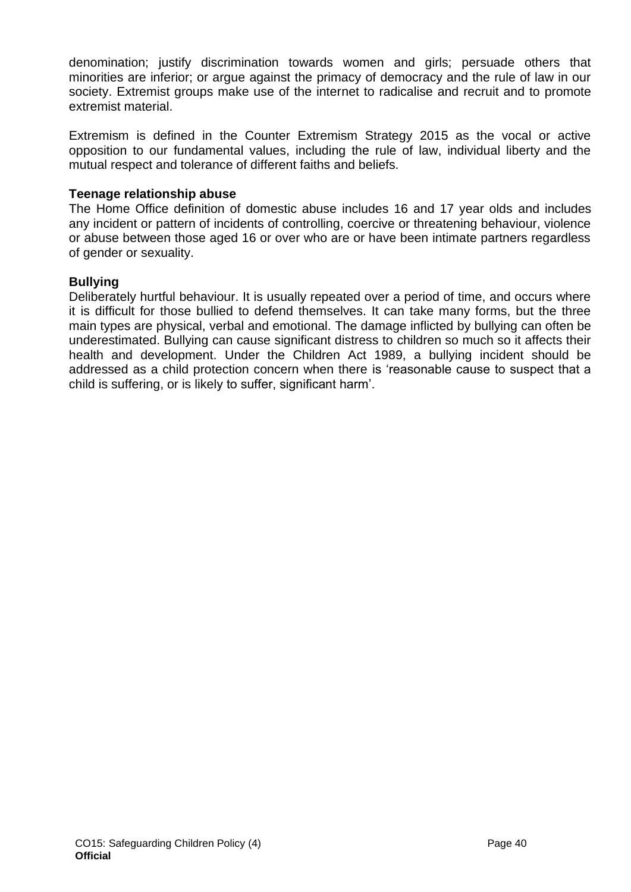denomination; justify discrimination towards women and girls; persuade others that minorities are inferior; or argue against the primacy of democracy and the rule of law in our society. Extremist groups make use of the internet to radicalise and recruit and to promote extremist material.

Extremism is defined in the Counter Extremism Strategy 2015 as the vocal or active opposition to our fundamental values, including the rule of law, individual liberty and the mutual respect and tolerance of different faiths and beliefs.

**Teenage relationship abuse**

The Home Office definition of domestic abuse includes 16 and 17 year olds and includes any incident or pattern of incidents of controlling, coercive or threatening behaviour, violence or abuse between those aged 16 or over who are or have been intimate partners regardless of gender or sexuality.

**Bullying**

Deliberately hurtful behaviour. It is usually repeated over a period of time, and occurs where it is difficult for those bullied to defend themselves. It can take many forms, but the three main types are physical, verbal and emotional. The damage inflicted by bullying can often be underestimated. Bullying can cause significant distress to children so much so it affects their health and development. Under the Children Act 1989, a bullying incident should be addressed as a child protection concern when there is 'reasonable cause to suspect that a child is suffering, or is likely to suffer, significant harm'.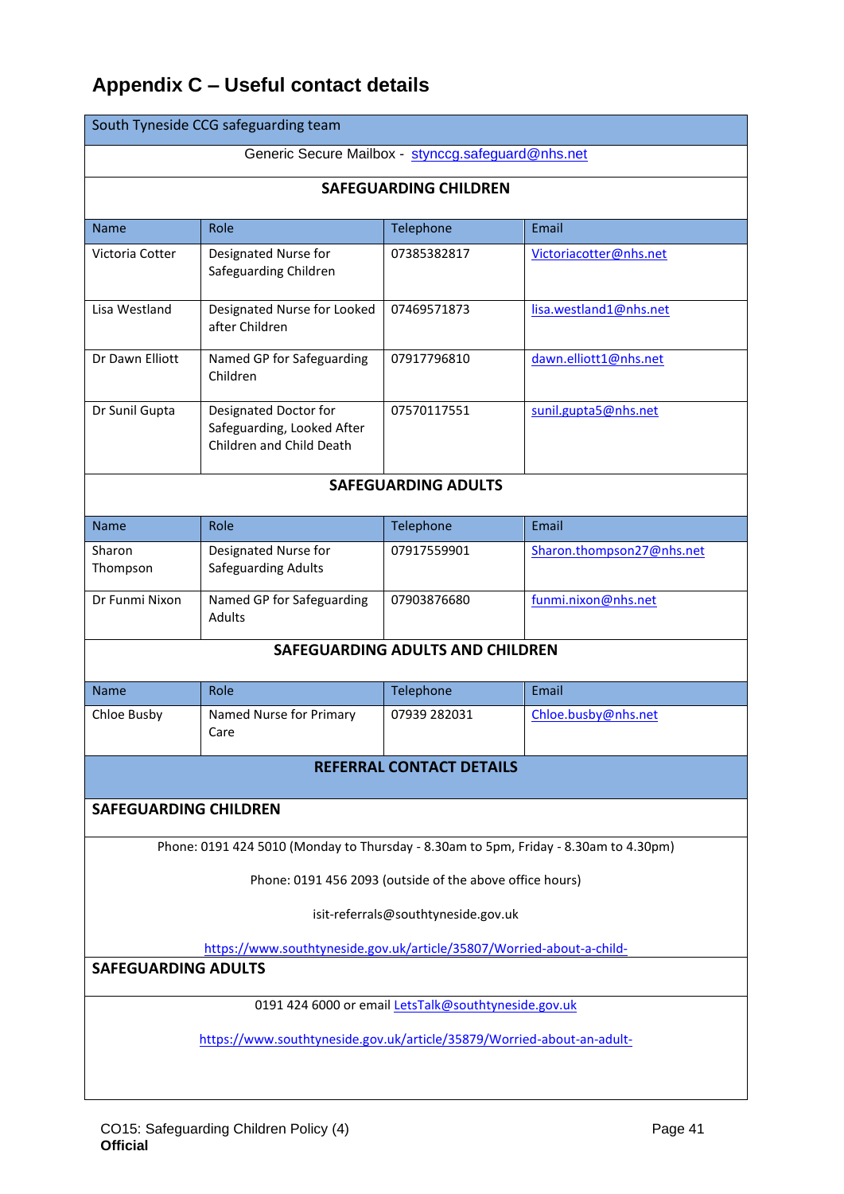# Appendix C – Useful contact details

**South Tyneside CCG safeguarding team**

Generic Secure Mailbox - stynccg.safeguard@nhs.net

**SAFEGUARDING CHILDREN**

| Name | Role | Telephone | Email |
|---|---|---|---|
| Victoria Cotter | Designated Nurse for Safeguarding Children | 07385382817 | Victoriacotter@nhs.net |
| Lisa Westland | Designated Nurse for Looked after Children | 07469571873 | lisa.westland1@nhs.net |
| Dr Dawn Elliott | Named GP for Safeguarding Children | 07917796810 | dawn.elliott1@nhs.net |
| Dr Sunil Gupta | Designated Doctor for Safeguarding, Looked After Children and Child Death | 07570117551 | sunil.gupta5@nhs.net |

**SAFEGUARDING ADULTS**

| Name | Role | Telephone | Email |
|---|---|---|---|
| Sharon Thompson | Designated Nurse for Safeguarding Adults | 07917559901 | Sharon.thompson27@nhs.net |
| Dr Funmi Nixon | Named GP for Safeguarding Adults | 07903876680 | funmi.nixon@nhs.net |

**SAFEGUARDING ADULTS AND CHILDREN**

| Name | Role | Telephone | Email |
|---|---|---|---|
| Chloe Busby | Named Nurse for Primary Care | 07939 282031 | Chloe.busby@nhs.net |

**REFERRAL CONTACT DETAILS**

**SAFEGUARDING CHILDREN**

Phone: 0191 424 5010 (Monday to Thursday - 8.30am to 5pm, Friday - 8.30am to 4.30pm)

Phone: 0191 456 2093 (outside of the above office hours)

isit-referrals@southtyneside.gov.uk

https://www.southtyneside.gov.uk/article/35807/Worried-about-a-child-

**SAFEGUARDING ADULTS**

0191 424 6000 or email LetsTalk@southtyneside.gov.uk

https://www.southtyneside.gov.uk/article/35879/Worried-about-an-adult-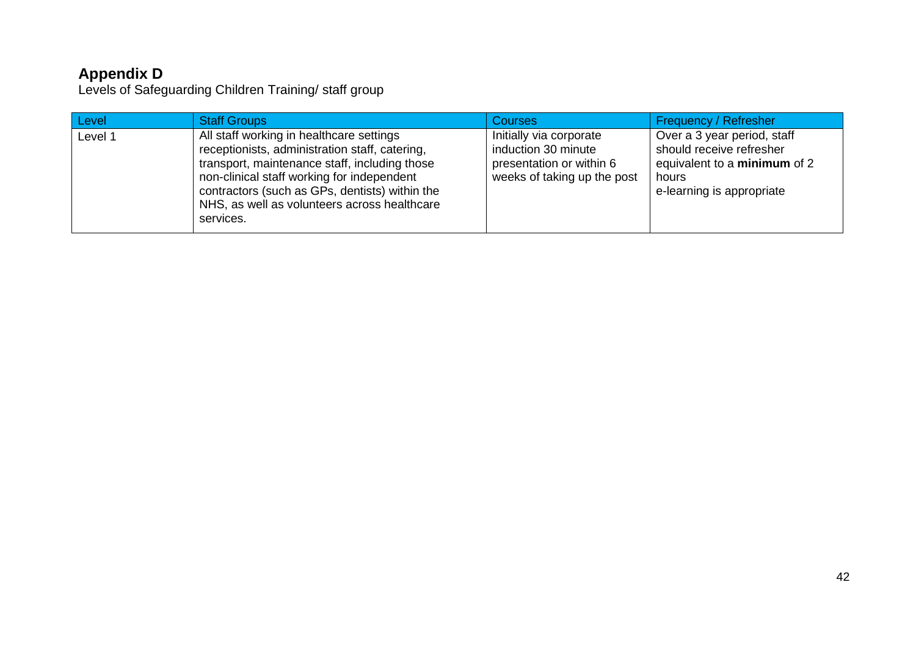## Appendix D

Levels of Safeguarding Children Training/ staff group

| Level | Staff Groups | Courses | Frequency / Refresher |
|---|---|---|---|
| Level 1 | All staff working in healthcare settings receptionists, administration staff, catering, transport, maintenance staff, including those non-clinical staff working for independent contractors (such as GPs, dentists) within the NHS, as well as volunteers across healthcare services. | Initially via corporate induction 30 minute presentation or within 6 weeks of taking up the post | Over a 3 year period, staff should receive refresher equivalent to a **minimum** of 2 hours<br>e-learning is appropriate |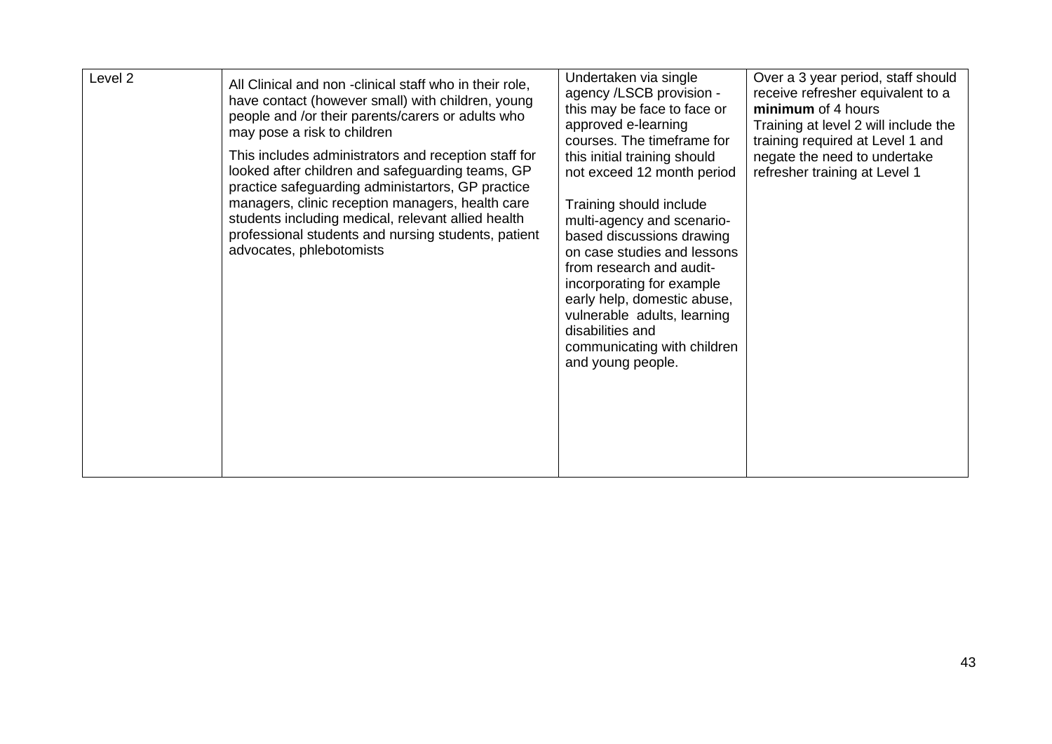| Level 2 | All Clinical and non -clinical staff who in their role, have contact (however small) with children, young people and /or their parents/carers or adults who may pose a risk to children<br><br>This includes administrators and reception staff for looked after children and safeguarding teams, GP practice safeguarding administartors, GP practice managers, clinic reception managers, health care students including medical, relevant allied health professional students and nursing students, patient advocates, phlebotomists | Undertaken via single agency /LSCB provision - this may be face to face or approved e-learning courses. The timeframe for this initial training should not exceed 12 month period<br><br>Training should include multi-agency and scenario-based discussions drawing on case studies and lessons from research and audit- incorporating for example early help, domestic abuse, vulnerable adults, learning disabilities and communicating with children and young people. | Over a 3 year period, staff should receive refresher equivalent to a **minimum** of 4 hours<br>Training at level 2 will include the training required at Level 1 and negate the need to undertake refresher training at Level 1 |
|---|---|---|---|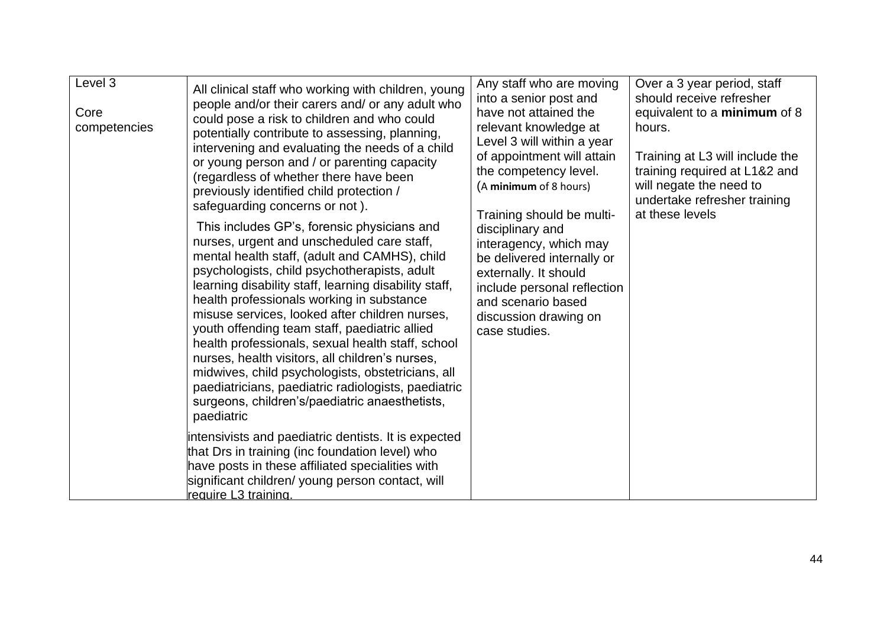| Level 3<br><br>Core competencies | All clinical staff who working with children, young people and/or their carers and/ or any adult who could pose a risk to children and who could potentially contribute to assessing, planning, intervening and evaluating the needs of a child or young person and / or parenting capacity (regardless of whether there have been previously identified child protection / safeguarding concerns or not ).<br><br>This includes GP's, forensic physicians and nurses, urgent and unscheduled care staff, mental health staff, (adult and CAMHS), child psychologists, child psychotherapists, adult learning disability staff, learning disability staff, health professionals working in substance misuse services, looked after children nurses, youth offending team staff, paediatric allied health professionals, sexual health staff, school nurses, health visitors, all children's nurses, midwives, child psychologists, obstetricians, all paediatricians, paediatric radiologists, paediatric surgeons, children's/paediatric anaesthetists, paediatric<br><br>intensivists and paediatric dentists. It is expected that Drs in training (inc foundation level) who have posts in these affiliated specialities with significant children/ young person contact, will require L3 training. | Any staff who are moving into a senior post and have not attained the relevant knowledge at Level 3 will within a year of appointment will attain the competency level. (A **minimum** of 8 hours)<br><br>Training should be multi-disciplinary and interagency, which may be delivered internally or externally. It should include personal reflection and scenario based discussion drawing on case studies. | Over a 3 year period, staff should receive refresher equivalent to a **minimum** of 8 hours.<br><br>Training at L3 will include the training required at L1&2 and will negate the need to undertake refresher training at these levels |
|---|---|---|---|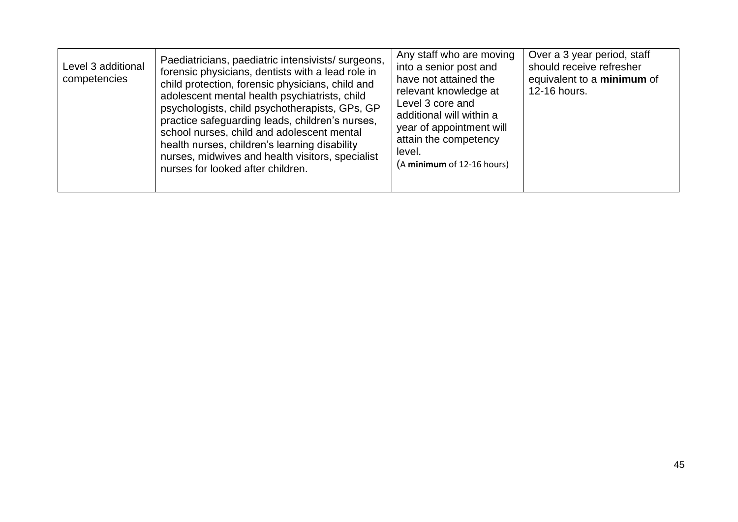| | | | |
|---|---|---|---|
| Level 3 additional competencies | Paediatricians, paediatric intensivists/ surgeons, forensic physicians, dentists with a lead role in child protection, forensic physicians, child and adolescent mental health psychiatrists, child psychologists, child psychotherapists, GPs, GP practice safeguarding leads, children's nurses, school nurses, child and adolescent mental health nurses, children's learning disability nurses, midwives and health visitors, specialist nurses for looked after children. | Any staff who are moving into a senior post and have not attained the relevant knowledge at Level 3 core and additional will within a year of appointment will attain the competency level. (A **minimum** of 12-16 hours) | Over a 3 year period, staff should receive refresher equivalent to a **minimum** of 12-16 hours. |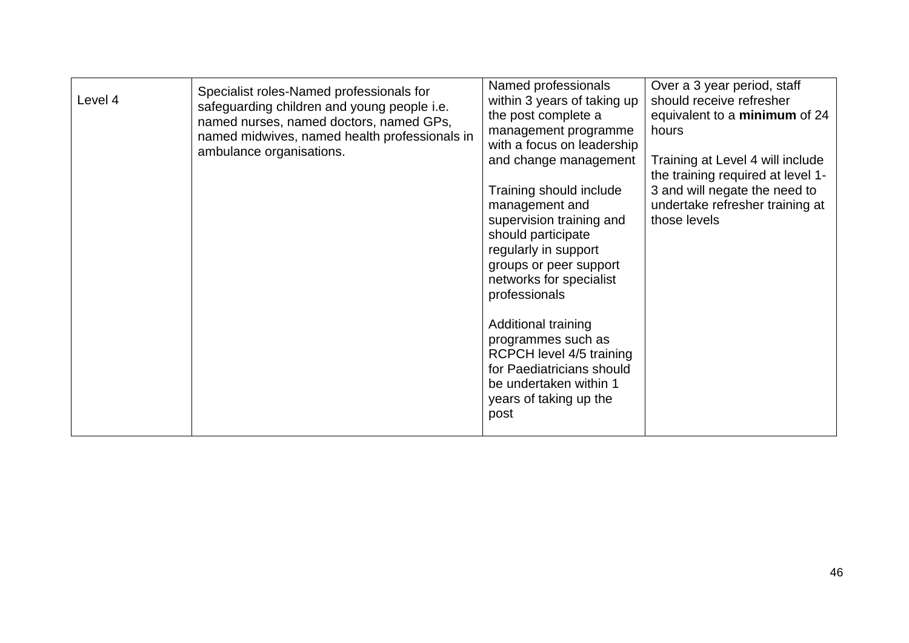| Level 4 | Specialist roles-Named professionals for safeguarding children and young people i.e. named nurses, named doctors, named GPs, named midwives, named health professionals in ambulance organisations. | Named professionals within 3 years of taking up the post complete a management programme with a focus on leadership and change management<br><br>Training should include management and supervision training and should participate regularly in support groups or peer support networks for specialist professionals<br><br>Additional training programmes such as RCPCH level 4/5 training for Paediatricians should be undertaken within 1 years of taking up the post | Over a 3 year period, staff should receive refresher equivalent to a **minimum** of 24 hours<br><br>Training at Level 4 will include the training required at level 1-3 and will negate the need to undertake refresher training at those levels |
|---|---|---|---|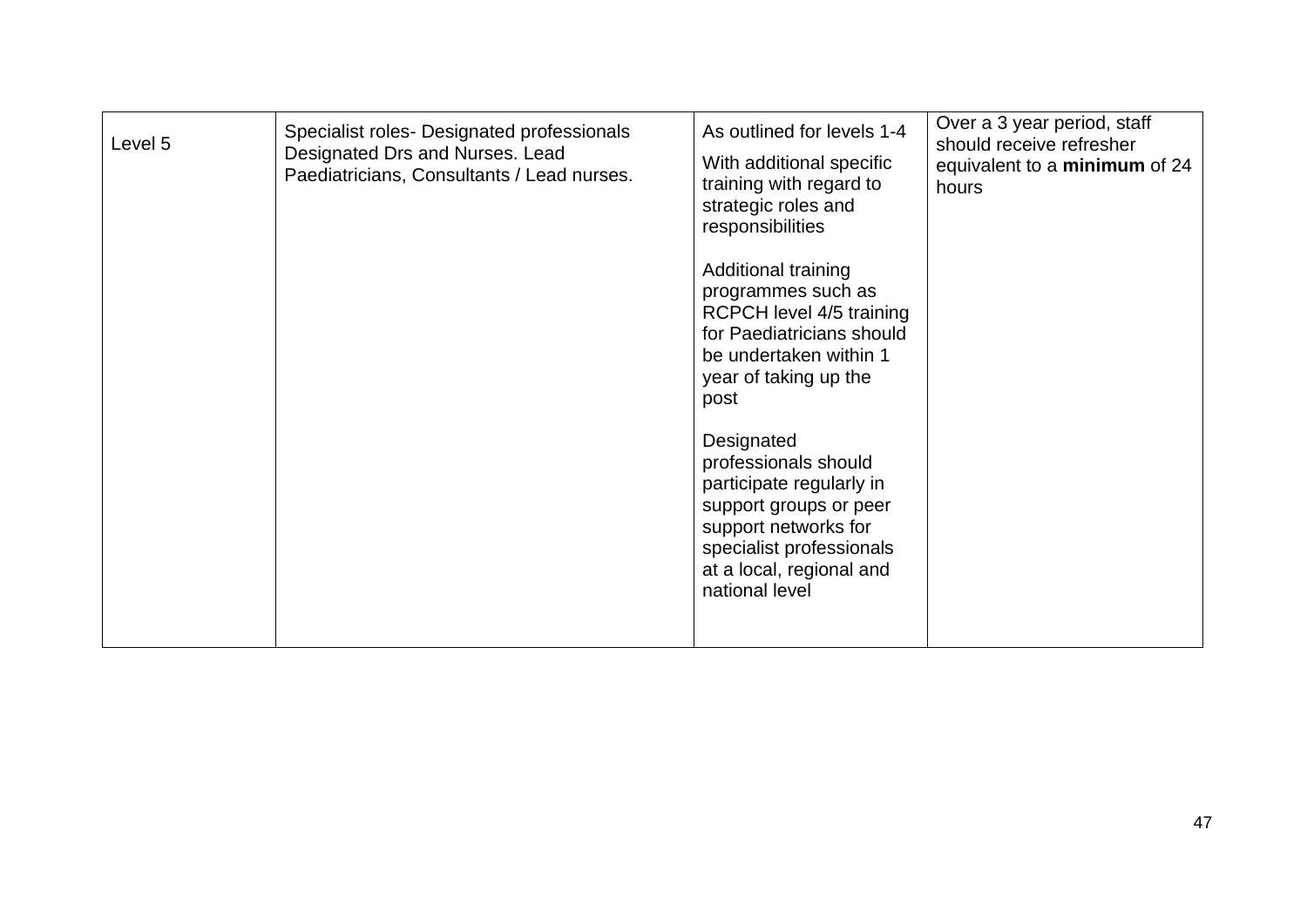| Level 5 | Specialist roles- Designated professionals Designated Drs and Nurses. Lead Paediatricians, Consultants / Lead nurses. | As outlined for levels 1-4<br><br>With additional specific training with regard to strategic roles and responsibilities<br><br>Additional training programmes such as RCPCH level 4/5 training for Paediatricians should be undertaken within 1 year of taking up the post<br><br>Designated professionals should participate regularly in support groups or peer support networks for specialist professionals at a local, regional and national level | Over a 3 year period, staff should receive refresher equivalent to a **minimum** of 24 hours |
|---|---|---|---|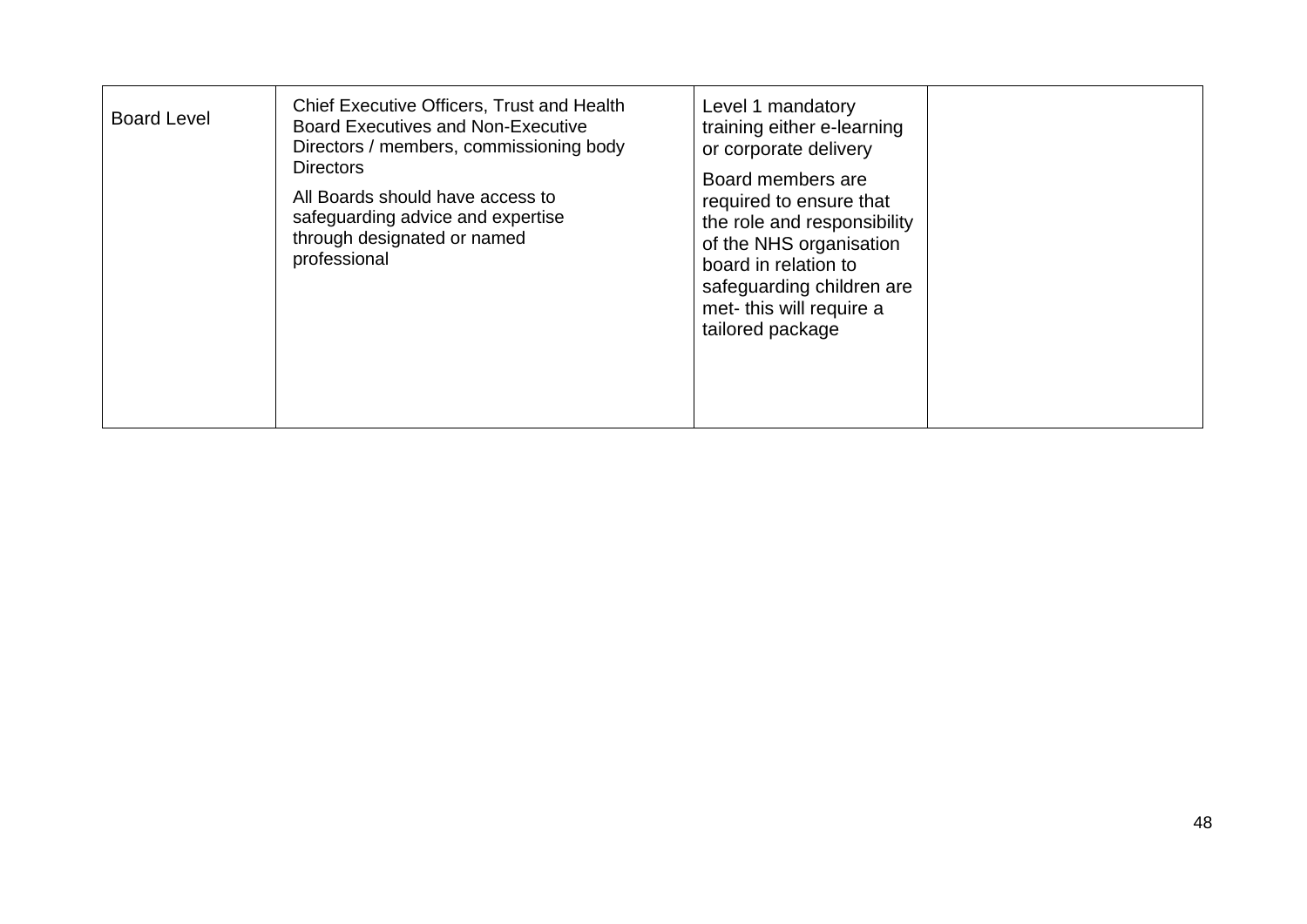| | | | |
|---|---|---|---|
| Board Level | Chief Executive Officers, Trust and Health Board Executives and Non-Executive Directors / members, commissioning body Directors<br><br>All Boards should have access to safeguarding advice and expertise through designated or named professional | Level 1 mandatory training either e-learning or corporate delivery<br><br>Board members are required to ensure that the role and responsibility of the NHS organisation board in relation to safeguarding children are met- this will require a tailored package | |